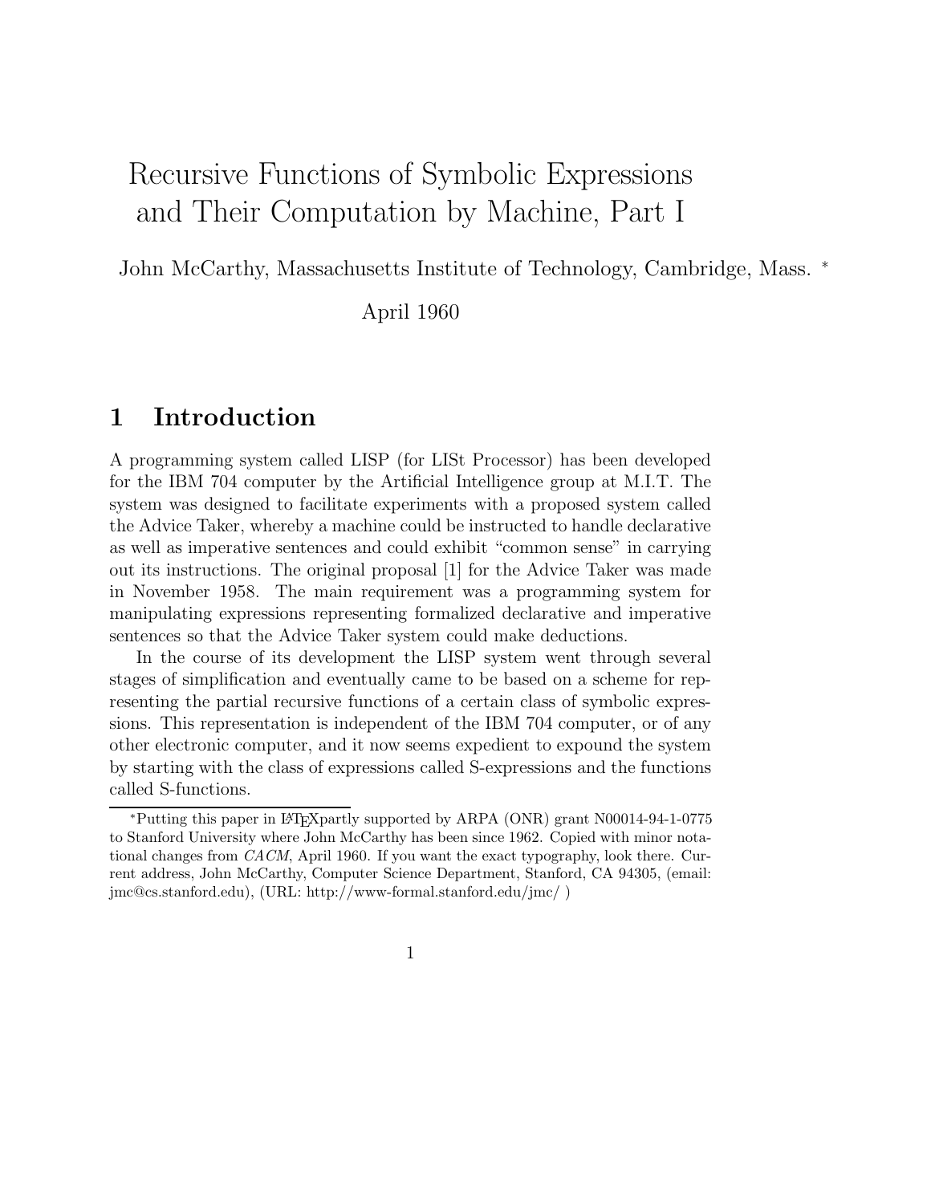# Recursive Functions of Symbolic Expressions and Their Computation by Machine, Part I

John McCarthy, Massachusetts Institute of Technology, Cambridge, Mass. *

April 1960

## 1 Introduction

A programming system called LISP (for LISt Processor) has been developed for the IBM 704 computer by the Artificial Intelligence group at M.I.T. The system was designed to facilitate experiments with a proposed system called the Advice Taker, whereby a machine could be instructed to handle declarative as well as imperative sentences and could exhibit "common sense" in carrying out its instructions. The original proposal [1] for the Advice Taker was made in November 1958. The main requirement was a programming system for manipulating expressions representing formalized declarative and imperative sentences so that the Advice Taker system could make deductions.

In the course of its development the LISP system went through several stages of simplification and eventually came to be based on a scheme for representing the partial recursive functions of a certain class of symbolic expressions. This representation is independent of the IBM 704 computer, or of any other electronic computer, and it now seems expedient to expound the system by starting with the class of expressions called S-expressions and the functions called S-functions.

---

*Putting this paper in LaTeXpartly supported by ARPA (ONR) grant N00014-94-1-0775 to Stanford University where John McCarthy has been since 1962. Copied with minor notational changes from *CACM*, April 1960. If you want the exact typography, look there. Current address, John McCarthy, Computer Science Department, Stanford, CA 94305, (email: jmc@cs.stanford.edu), (URL: http://www-formal.stanford.edu/jmc/ )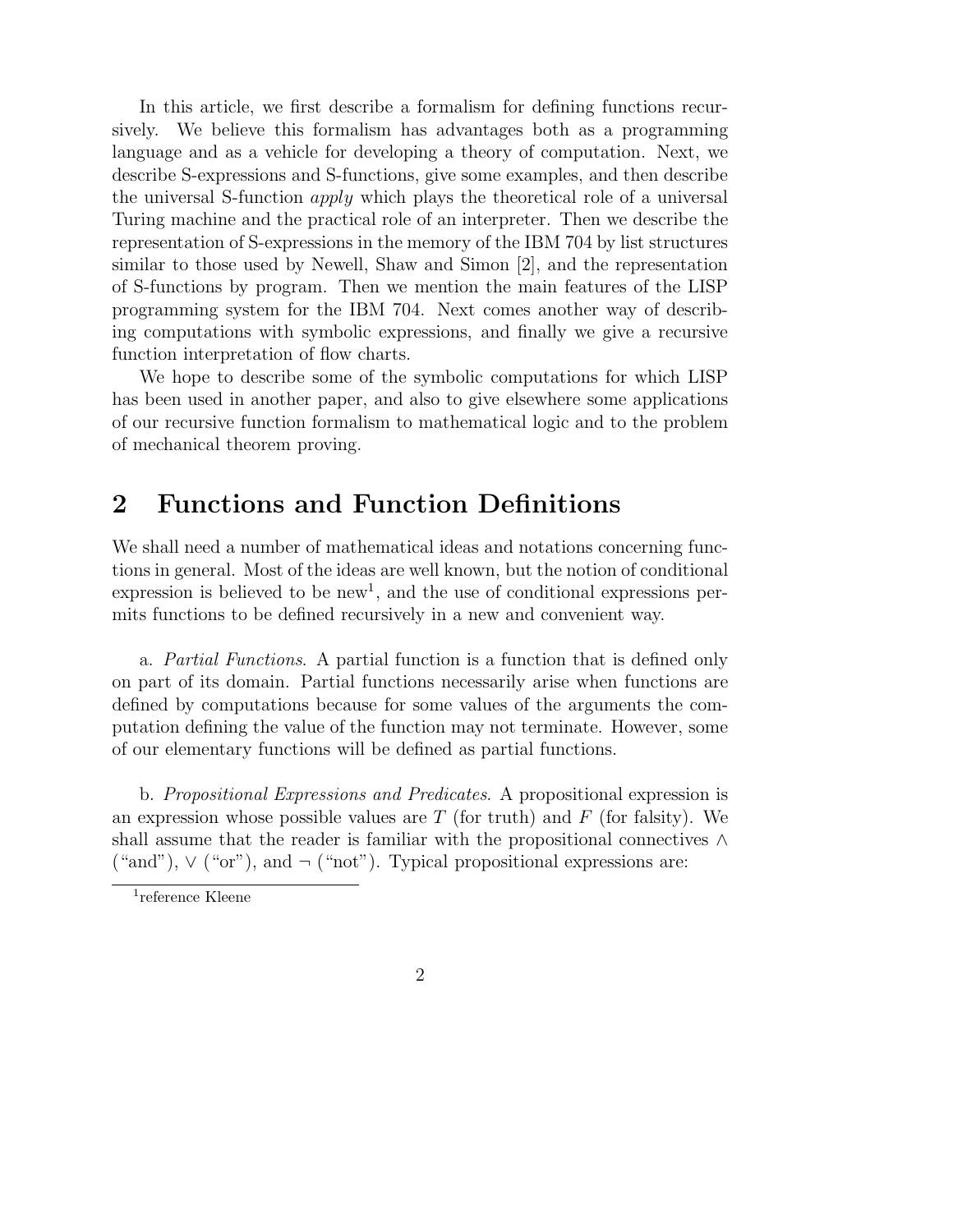In this article, we first describe a formalism for defining functions recursively. We believe this formalism has advantages both as a programming language and as a vehicle for developing a theory of computation. Next, we describe S-expressions and S-functions, give some examples, and then describe the universal S-function *apply* which plays the theoretical role of a universal Turing machine and the practical role of an interpreter. Then we describe the representation of S-expressions in the memory of the IBM 704 by list structures similar to those used by Newell, Shaw and Simon [2], and the representation of S-functions by program. Then we mention the main features of the LISP programming system for the IBM 704. Next comes another way of describing computations with symbolic expressions, and finally we give a recursive function interpretation of flow charts.

We hope to describe some of the symbolic computations for which LISP has been used in another paper, and also to give elsewhere some applications of our recursive function formalism to mathematical logic and to the problem of mechanical theorem proving.

## 2 Functions and Function Definitions

We shall need a number of mathematical ideas and notations concerning functions in general. Most of the ideas are well known, but the notion of conditional expression is believed to be new[1], and the use of conditional expressions permits functions to be defined recursively in a new and convenient way.

a. *Partial Functions*. A partial function is a function that is defined only on part of its domain. Partial functions necessarily arise when functions are defined by computations because for some values of the arguments the computation defining the value of the function may not terminate. However, some of our elementary functions will be defined as partial functions.

b. *Propositional Expressions and Predicates*. A propositional expression is an expression whose possible values are $T$ (for truth) and $F$ (for falsity). We shall assume that the reader is familiar with the propositional connectives $\wedge$ ("and"), $\vee$ ("or"), and $\neg$ ("not"). Typical propositional expressions are:

[1] reference Kleene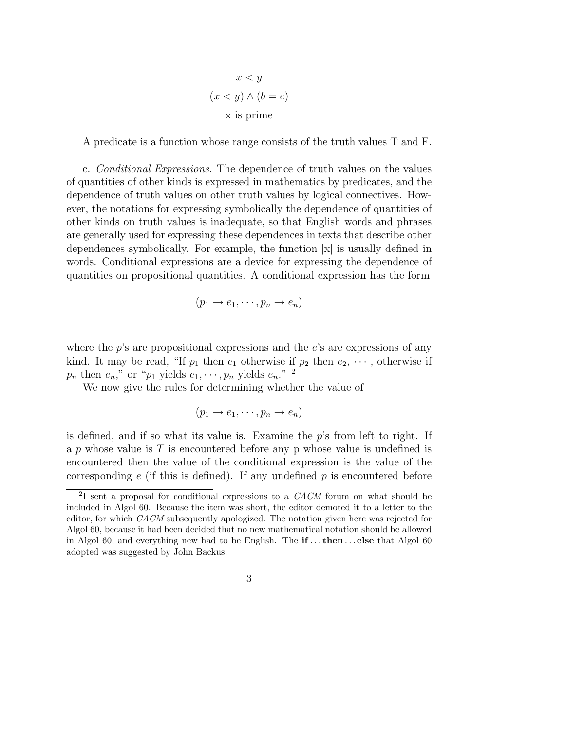$$x < y$$

$$(x < y) \wedge (b = c)$$

$$\text{x is prime}$$

A predicate is a function whose range consists of the truth values T and F.

c. *Conditional Expressions*. The dependence of truth values on the values of quantities of other kinds is expressed in mathematics by predicates, and the dependence of truth values on other truth values by logical connectives. However, the notations for expressing symbolically the dependence of quantities of other kinds on truth values is inadequate, so that English words and phrases are generally used for expressing these dependences in texts that describe other dependences symbolically. For example, the function |x| is usually defined in words. Conditional expressions are a device for expressing the dependence of quantities on propositional quantities. A conditional expression has the form

$$(p_1 \rightarrow e_1, \cdots, p_n \rightarrow e_n)$$

where the $p$'s are propositional expressions and the $e$'s are expressions of any kind. It may be read, "If $p_1$ then $e_1$ otherwise if $p_2$ then $e_2$, $\cdots$ , otherwise if $p_n$ then $e_n$," or "$p_1$ yields $e_1, \cdots, p_n$ yields $e_n$." [2]

We now give the rules for determining whether the value of

$$(p_1 \rightarrow e_1, \cdots, p_n \rightarrow e_n)$$

is defined, and if so what its value is. Examine the $p$'s from left to right. If a $p$ whose value is $T$ is encountered before any p whose value is undefined is encountered then the value of the conditional expression is the value of the corresponding $e$ (if this is defined). If any undefined $p$ is encountered before

[2] I sent a proposal for conditional expressions to a *CACM* forum on what should be included in Algol 60. Because the item was short, the editor demoted it to a letter to the editor, for which *CACM* subsequently apologized. The notation given here was rejected for Algol 60, because it had been decided that no new mathematical notation should be allowed in Algol 60, and everything new had to be English. The **if** ... **then** ... **else** that Algol 60 adopted was suggested by John Backus.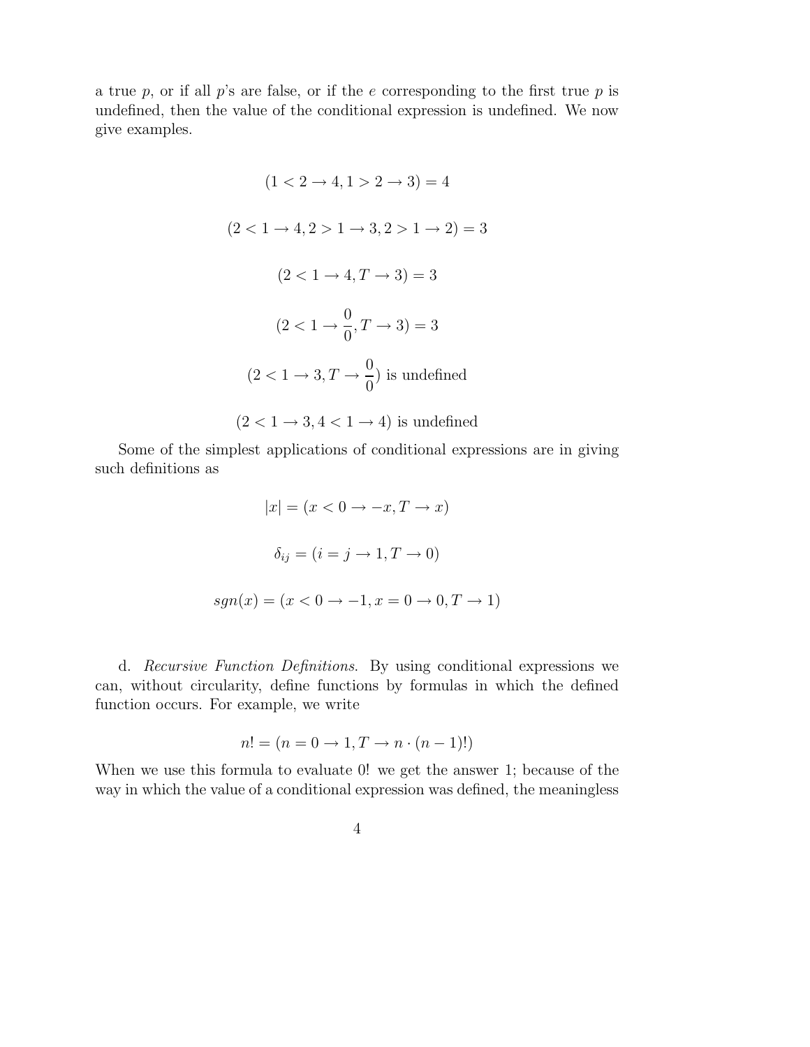a true $p$, or if all $p$'s are false, or if the $e$ corresponding to the first true $p$ is undefined, then the value of the conditional expression is undefined. We now give examples.

$$(1 < 2 \rightarrow 4, 1 > 2 \rightarrow 3) = 4$$

$$(2 < 1 \rightarrow 4, 2 > 1 \rightarrow 3, 2 > 1 \rightarrow 2) = 3$$

$$(2 < 1 \rightarrow 4, T \rightarrow 3) = 3$$

$$(2 < 1 \rightarrow \frac{0}{0}, T \rightarrow 3) = 3$$

$$(2 < 1 \rightarrow 3, T \rightarrow \frac{0}{0}) \text{ is undefined}$$

$$(2 < 1 \rightarrow 3, 4 < 1 \rightarrow 4) \text{ is undefined}$$

Some of the simplest applications of conditional expressions are in giving such definitions as

$$|x| = (x < 0 \rightarrow -x, T \rightarrow x)$$

$$\delta_{ij} = (i = j \rightarrow 1, T \rightarrow 0)$$

$$sgn(x) = (x < 0 \rightarrow -1, x = 0 \rightarrow 0, T \rightarrow 1)$$

d. *Recursive Function Definitions*. By using conditional expressions we can, without circularity, define functions by formulas in which the defined function occurs. For example, we write

$$n! = (n = 0 \rightarrow 1, T \rightarrow n \cdot (n-1)!)$$

When we use this formula to evaluate 0! we get the answer 1; because of the way in which the value of a conditional expression was defined, the meaningless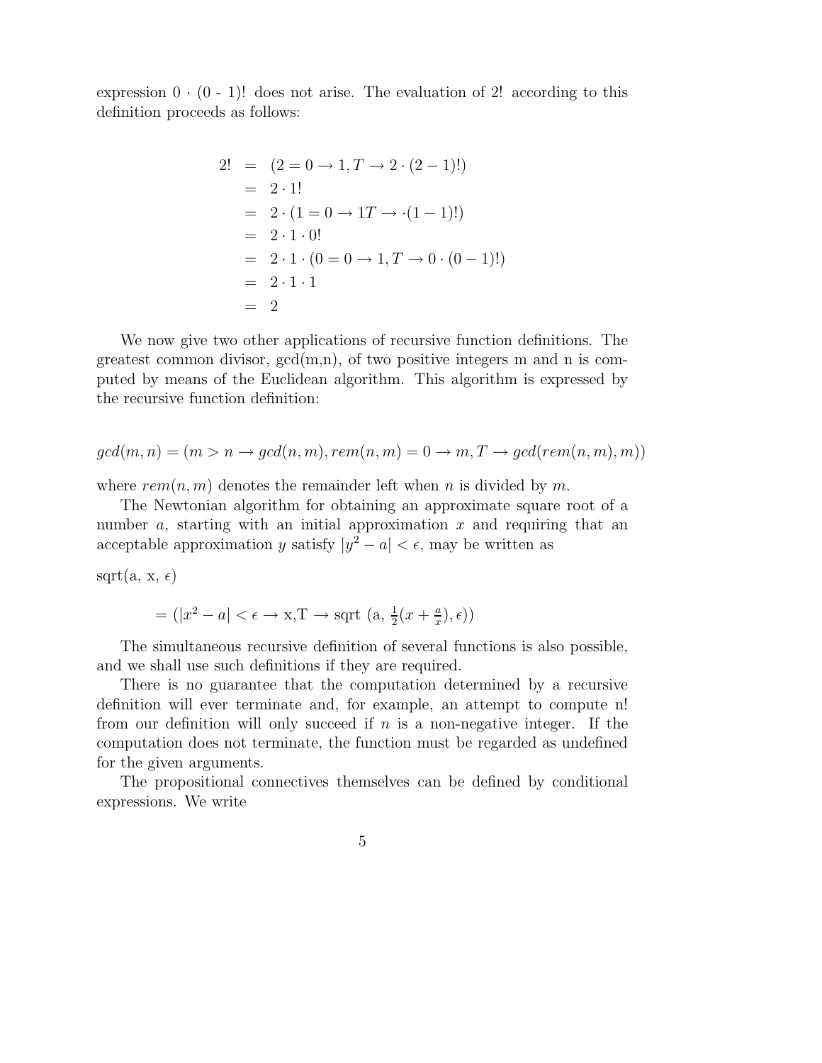expression $0 \cdot (0 - 1)!$ does not arise. The evaluation of 2! according to this definition proceeds as follows:

$$
\begin{aligned}
2! &= (2 = 0 \rightarrow 1, T \rightarrow 2 \cdot (2-1)!) \\
&= 2 \cdot 1! \\
&= 2 \cdot (1 = 0 \rightarrow 1 T \rightarrow \cdot (1-1)!) \\
&= 2 \cdot 1 \cdot 0! \\
&= 2 \cdot 1 \cdot (0 = 0 \rightarrow 1, T \rightarrow 0 \cdot (0-1)!) \\
&= 2 \cdot 1 \cdot 1 \\
&= 2
\end{aligned}
$$

We now give two other applications of recursive function definitions. The greatest common divisor, gcd(m,n), of two positive integers m and n is computed by means of the Euclidean algorithm. This algorithm is expressed by the recursive function definition:

$$gcd(m,n) = (m > n \rightarrow gcd(n,m), rem(n,m) = 0 \rightarrow m, T \rightarrow gcd(rem(n,m), m))$$

where $rem(n,m)$ denotes the remainder left when $n$ is divided by $m$.

The Newtonian algorithm for obtaining an approximate square root of a number $a$, starting with an initial approximation $x$ and requiring that an acceptable approximation $y$ satisfy $|y^2 - a| < \epsilon$, may be written as

sqrt(a, x, $\epsilon$)

$$= (|x^2 - a| < \epsilon \rightarrow \text{x}, \text{T} \rightarrow \text{sqrt } (\text{a}, \tfrac{1}{2}(x + \tfrac{a}{x}), \epsilon))$$

The simultaneous recursive definition of several functions is also possible, and we shall use such definitions if they are required.

There is no guarantee that the computation determined by a recursive definition will ever terminate and, for example, an attempt to compute n! from our definition will only succeed if $n$ is a non-negative integer. If the computation does not terminate, the function must be regarded as undefined for the given arguments.

The propositional connectives themselves can be defined by conditional expressions. We write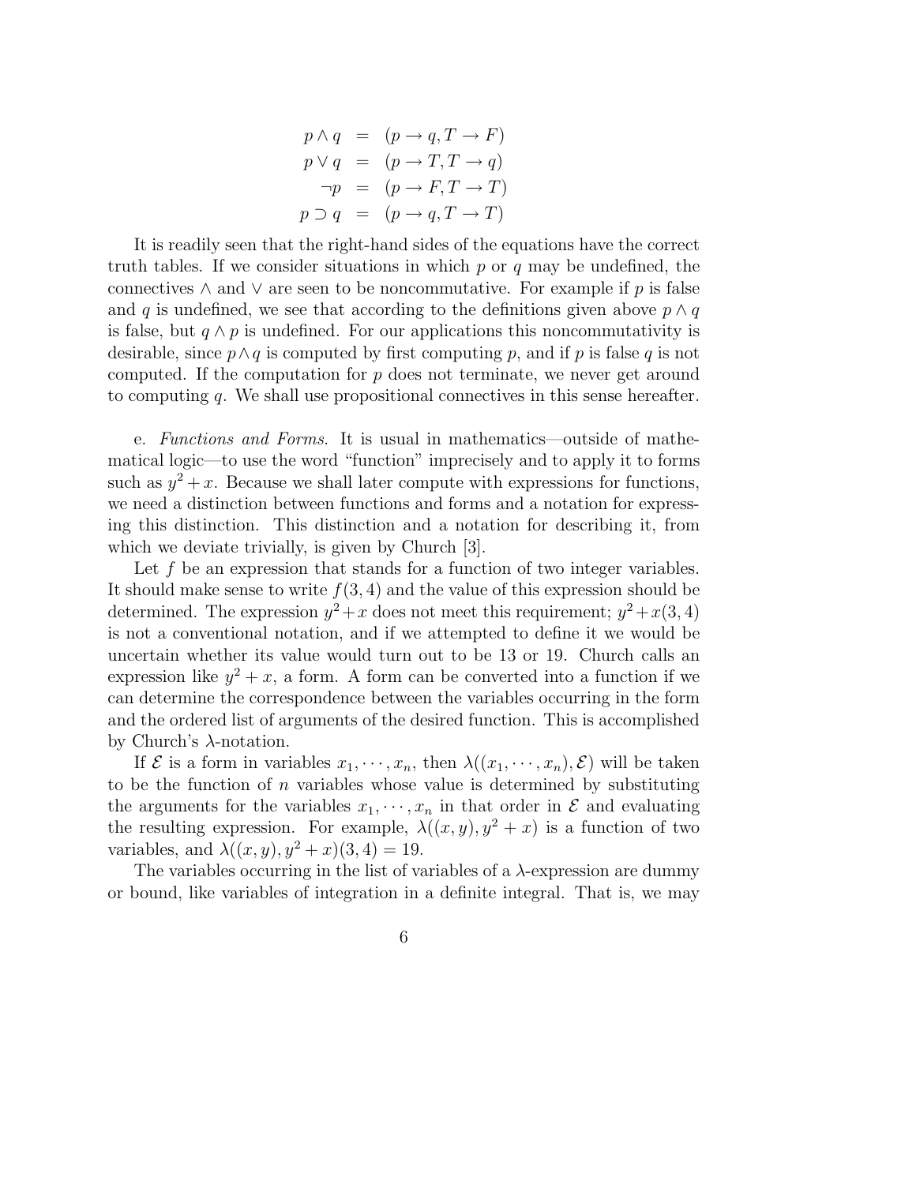$$
\begin{aligned}
p \wedge q &= (p \rightarrow q, T \rightarrow F) \\
p \vee q &= (p \rightarrow T, T \rightarrow q) \\
\neg p &= (p \rightarrow F, T \rightarrow T) \\
p \supset q &= (p \rightarrow q, T \rightarrow T)
\end{aligned}
$$

It is readily seen that the right-hand sides of the equations have the correct truth tables. If we consider situations in which $p$ or $q$ may be undefined, the connectives $\wedge$ and $\vee$ are seen to be noncommutative. For example if $p$ is false and $q$ is undefined, we see that according to the definitions given above $p \wedge q$ is false, but $q \wedge p$ is undefined. For our applications this noncommutativity is desirable, since $p \wedge q$ is computed by first computing $p$, and if $p$ is false $q$ is not computed. If the computation for $p$ does not terminate, we never get around to computing $q$. We shall use propositional connectives in this sense hereafter.

e. *Functions and Forms*. It is usual in mathematics—outside of mathematical logic—to use the word "function" imprecisely and to apply it to forms such as $y^2 + x$. Because we shall later compute with expressions for functions, we need a distinction between functions and forms and a notation for expressing this distinction. This distinction and a notation for describing it, from which we deviate trivially, is given by Church [3].

Let $f$ be an expression that stands for a function of two integer variables. It should make sense to write $f(3, 4)$ and the value of this expression should be determined. The expression $y^2 + x$ does not meet this requirement; $y^2 + x(3, 4)$ is not a conventional notation, and if we attempted to define it we would be uncertain whether its value would turn out to be 13 or 19. Church calls an expression like $y^2 + x$, a form. A form can be converted into a function if we can determine the correspondence between the variables occurring in the form and the ordered list of arguments of the desired function. This is accomplished by Church's $\lambda$-notation.

If $\mathcal{E}$ is a form in variables $x_1, \cdots, x_n$, then $\lambda((x_1, \cdots, x_n), \mathcal{E})$ will be taken to be the function of $n$ variables whose value is determined by substituting the arguments for the variables $x_1, \cdots, x_n$ in that order in $\mathcal{E}$ and evaluating the resulting expression. For example, $\lambda((x, y), y^2 + x)$ is a function of two variables, and $\lambda((x, y), y^2 + x)(3, 4) = 19$.

The variables occurring in the list of variables of a $\lambda$-expression are dummy or bound, like variables of integration in a definite integral. That is, we may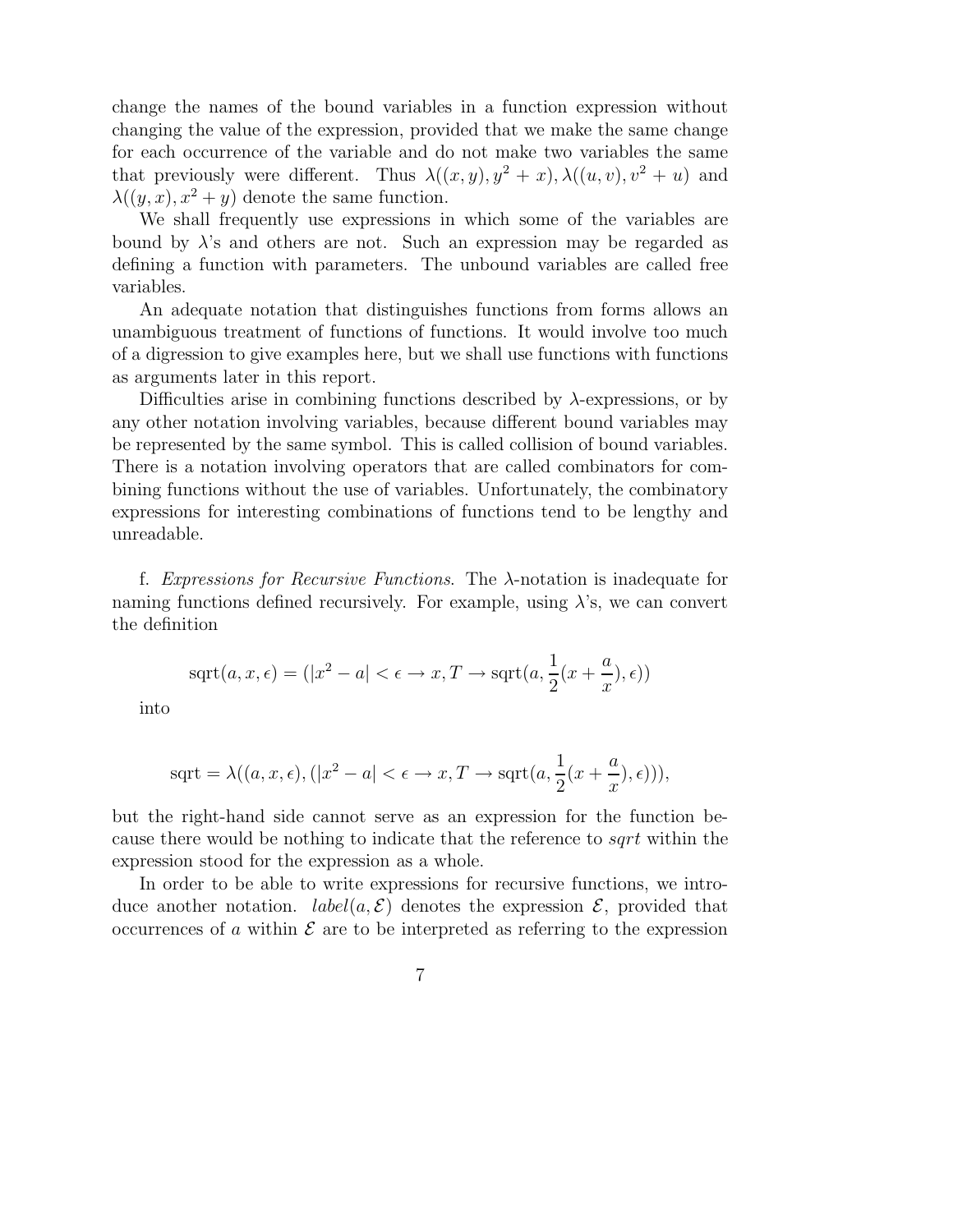change the names of the bound variables in a function expression without changing the value of the expression, provided that we make the same change for each occurrence of the variable and do not make two variables the same that previously were different. Thus $\lambda((x, y), y^2 + x), \lambda((u, v), v^2 + u)$ and $\lambda((y, x), x^2 + y)$ denote the same function.

We shall frequently use expressions in which some of the variables are bound by $\lambda$'s and others are not. Such an expression may be regarded as defining a function with parameters. The unbound variables are called free variables.

An adequate notation that distinguishes functions from forms allows an unambiguous treatment of functions of functions. It would involve too much of a digression to give examples here, but we shall use functions with functions as arguments later in this report.

Difficulties arise in combining functions described by $\lambda$-expressions, or by any other notation involving variables, because different bound variables may be represented by the same symbol. This is called collision of bound variables. There is a notation involving operators that are called combinators for combining functions without the use of variables. Unfortunately, the combinatory expressions for interesting combinations of functions tend to be lengthy and unreadable.

f. *Expressions for Recursive Functions*. The $\lambda$-notation is inadequate for naming functions defined recursively. For example, using $\lambda$'s, we can convert the definition

$$\text{sqrt}(a, x, \epsilon) = (|x^2 - a| < \epsilon \rightarrow x, T \rightarrow \text{sqrt}(a, \frac{1}{2}(x + \frac{a}{x}), \epsilon))$$

into

$$\text{sqrt} = \lambda((a, x, \epsilon), (|x^2 - a| < \epsilon \rightarrow x, T \rightarrow \text{sqrt}(a, \frac{1}{2}(x + \frac{a}{x}), \epsilon))),$$

but the right-hand side cannot serve as an expression for the function because there would be nothing to indicate that the reference to *sqrt* within the expression stood for the expression as a whole.

In order to be able to write expressions for recursive functions, we introduce another notation. $label(a, \mathcal{E})$ denotes the expression $\mathcal{E}$, provided that occurrences of $a$ within $\mathcal{E}$ are to be interpreted as referring to the expression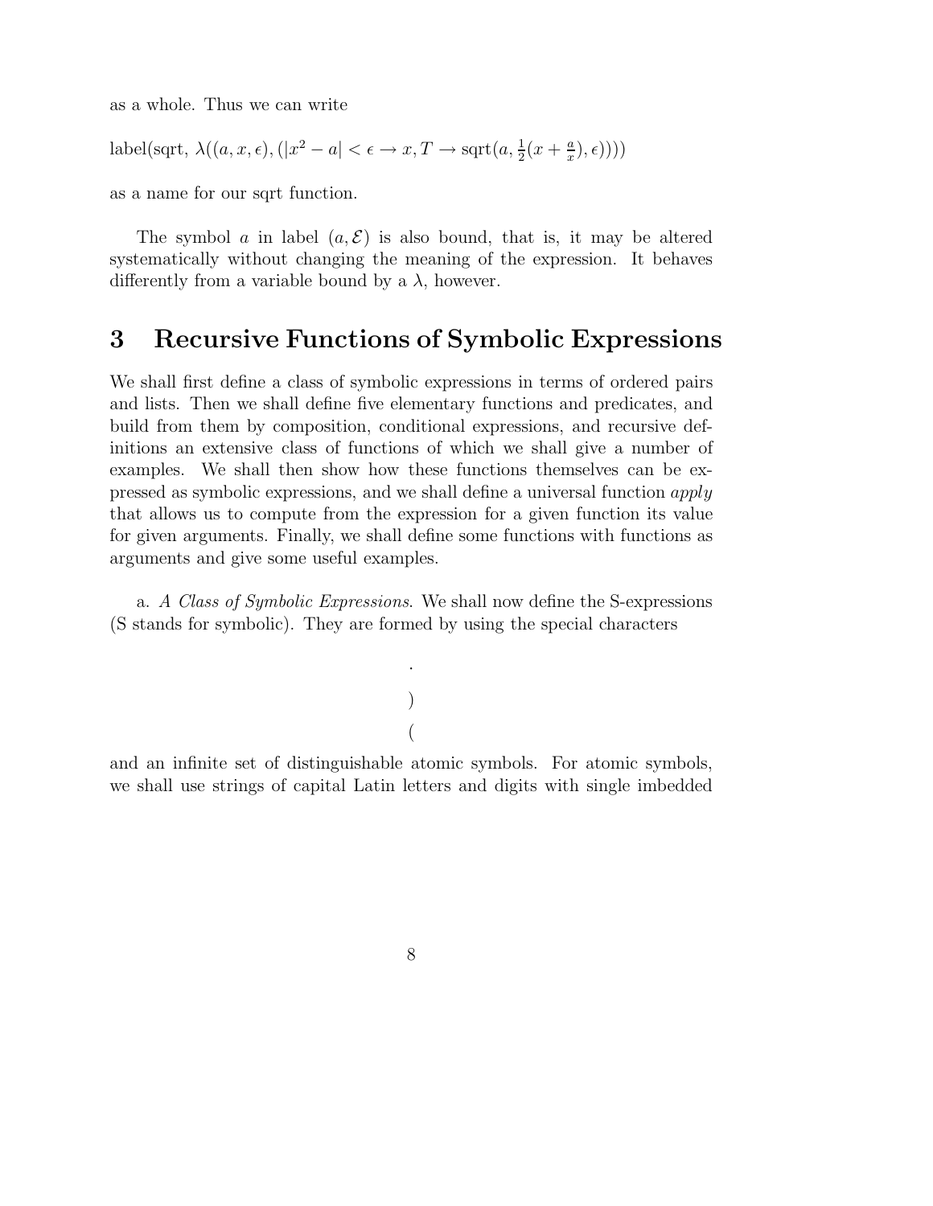as a whole. Thus we can write

$$\text{label}(\text{sqrt},\ \lambda((a, x, \epsilon), (|x^2 - a| < \epsilon \rightarrow x, T \rightarrow \text{sqrt}(a, \tfrac{1}{2}(x + \tfrac{a}{x}), \epsilon))))$$

as a name for our sqrt function.

The symbol $a$ in label $(a, \mathcal{E})$ is also bound, that is, it may be altered systematically without changing the meaning of the expression. It behaves differently from a variable bound by a $\lambda$, however.

# 3 Recursive Functions of Symbolic Expressions

We shall first define a class of symbolic expressions in terms of ordered pairs and lists. Then we shall define five elementary functions and predicates, and build from them by composition, conditional expressions, and recursive definitions an extensive class of functions of which we shall give a number of examples. We shall then show how these functions themselves can be expressed as symbolic expressions, and we shall define a universal function *apply* that allows us to compute from the expression for a given function its value for given arguments. Finally, we shall define some functions with functions as arguments and give some useful examples.

a. *A Class of Symbolic Expressions*. We shall now define the S-expressions (S stands for symbolic). They are formed by using the special characters

$$\cdot$$
$$)$$
$$($$

and an infinite set of distinguishable atomic symbols. For atomic symbols, we shall use strings of capital Latin letters and digits with single imbedded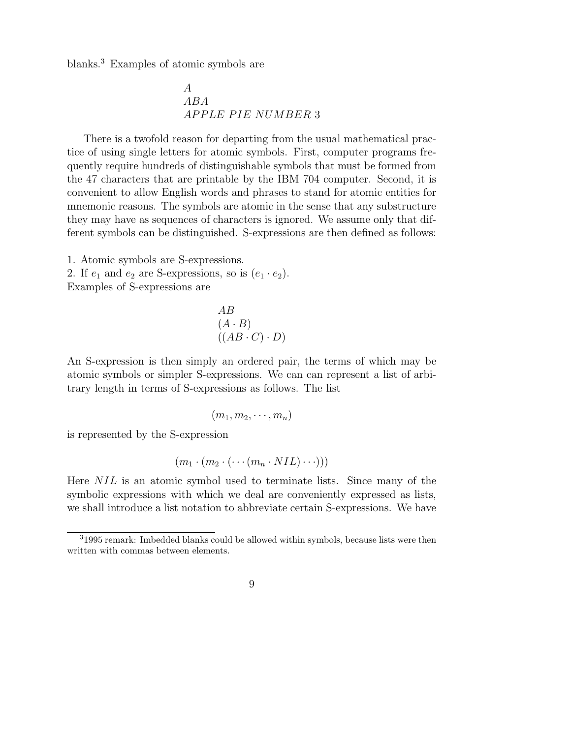blanks.[3] Examples of atomic symbols are

$$
\begin{array}{l}
A \\
ABA \\
APPLE\ PIE\ NUMBER\ 3
\end{array}
$$

There is a twofold reason for departing from the usual mathematical practice of using single letters for atomic symbols. First, computer programs frequently require hundreds of distinguishable symbols that must be formed from the 47 characters that are printable by the IBM 704 computer. Second, it is convenient to allow English words and phrases to stand for atomic entities for mnemonic reasons. The symbols are atomic in the sense that any substructure they may have as sequences of characters is ignored. We assume only that different symbols can be distinguished. S-expressions are then defined as follows:

1. Atomic symbols are S-expressions.
2. If $e_1$ and $e_2$ are S-expressions, so is $(e_1 \cdot e_2)$.

Examples of S-expressions are

$$
\begin{array}{l}
AB \\
(A \cdot B) \\
((AB \cdot C) \cdot D)
\end{array}
$$

An S-expression is then simply an ordered pair, the terms of which may be atomic symbols or simpler S-expressions. We can can represent a list of arbitrary length in terms of S-expressions as follows. The list

$$(m_1, m_2, \cdots, m_n)$$

is represented by the S-expression

$$(m_1 \cdot (m_2 \cdot (\cdots (m_n \cdot NIL) \cdots)))$$

Here $NIL$ is an atomic symbol used to terminate lists. Since many of the symbolic expressions with which we deal are conveniently expressed as lists, we shall introduce a list notation to abbreviate certain S-expressions. We have

[3] 1995 remark: Imbedded blanks could be allowed within symbols, because lists were then written with commas between elements.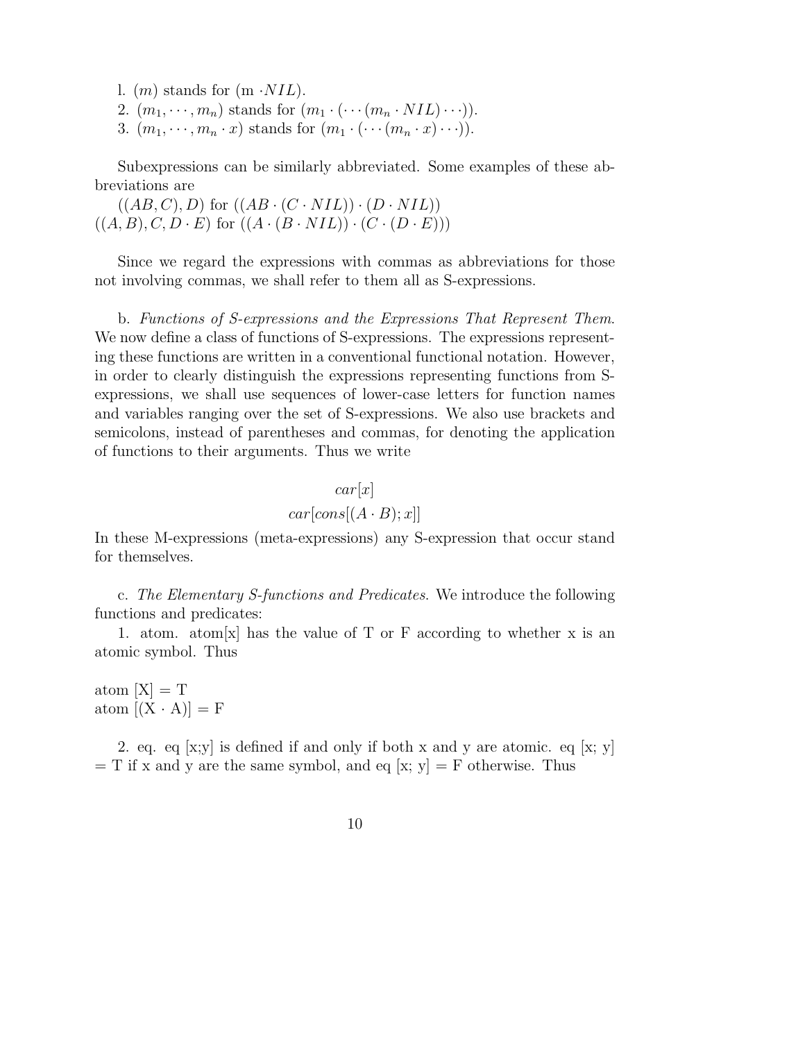l. $(m)$ stands for $(\mathrm{m} \cdot NIL)$.
2. $(m_1, \cdots, m_n)$ stands for $(m_1 \cdot (\cdots (m_n \cdot NIL) \cdots))$.
3. $(m_1, \cdots, m_n \cdot x)$ stands for $(m_1 \cdot (\cdots (m_n \cdot x) \cdots))$.

Subexpressions can be similarly abbreviated. Some examples of these abbreviations are

$((AB, C), D)$ for $((AB \cdot (C \cdot NIL)) \cdot (D \cdot NIL))$
$((A, B), C, D \cdot E)$ for $((A \cdot (B \cdot NIL)) \cdot (C \cdot (D \cdot E)))$

Since we regard the expressions with commas as abbreviations for those not involving commas, we shall refer to them all as S-expressions.

b. *Functions of S-expressions and the Expressions That Represent Them*. We now define a class of functions of S-expressions. The expressions representing these functions are written in a conventional functional notation. However, in order to clearly distinguish the expressions representing functions from S-expressions, we shall use sequences of lower-case letters for function names and variables ranging over the set of S-expressions. We also use brackets and semicolons, instead of parentheses and commas, for denoting the application of functions to their arguments. Thus we write

$$car[x]$$
$$car[cons[(A \cdot B); x]]$$

In these M-expressions (meta-expressions) any S-expression that occur stand for themselves.

c. *The Elementary S-functions and Predicates*. We introduce the following functions and predicates:

1. atom. atom[x] has the value of T or F according to whether x is an atomic symbol. Thus

atom [X] = T
atom [(X · A)] = F

2. eq. eq [x;y] is defined if and only if both x and y are atomic. eq [x; y] = T if x and y are the same symbol, and eq [x; y] = F otherwise. Thus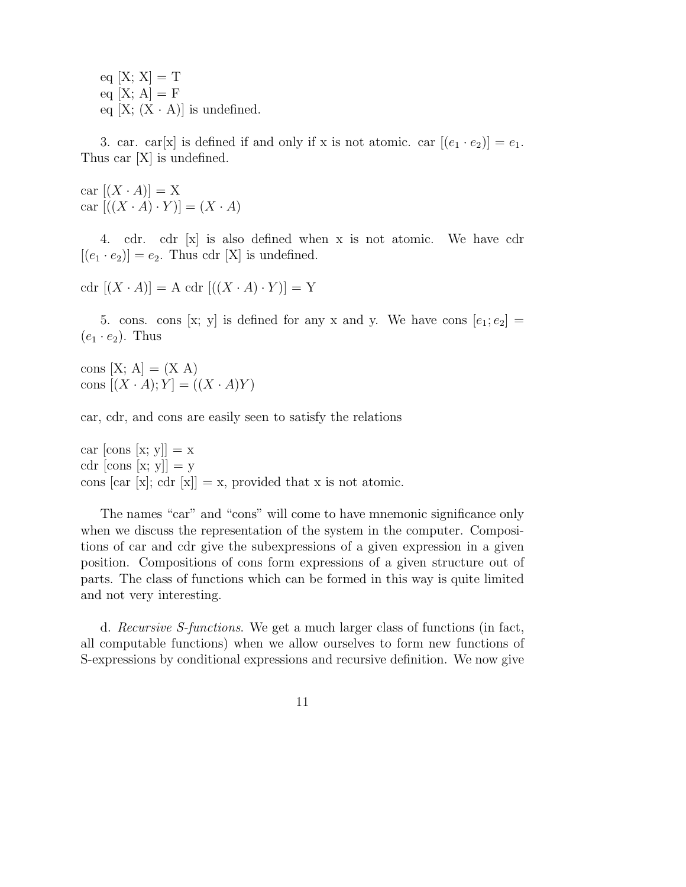eq [X; X] = T  
eq [X; A] = F  
eq [X; (X · A)] is undefined.

3. car. car[x] is defined if and only if x is not atomic. car $[(e_1 \cdot e_2)] = e_1$. Thus car [X] is undefined.

car $[(X \cdot A)]$ = X  
car $[((X \cdot A) \cdot Y)] = (X \cdot A)$

4. cdr. cdr [x] is also defined when x is not atomic. We have cdr $[(e_1 \cdot e_2)] = e_2$. Thus cdr [X] is undefined.

cdr $[(X \cdot A)]$ = A cdr $[((X \cdot A) \cdot Y)]$ = Y

5. cons. cons [x; y] is defined for any x and y. We have cons $[e_1; e_2] = (e_1 \cdot e_2)$. Thus

cons [X; A] = (X A)  
cons $[(X \cdot A); Y] = ((X \cdot A)Y)$

car, cdr, and cons are easily seen to satisfy the relations

car [cons [x; y]] = x  
cdr [cons [x; y]] = y  
cons [car [x]; cdr [x]] = x, provided that x is not atomic.

The names "car" and "cons" will come to have mnemonic significance only when we discuss the representation of the system in the computer. Compositions of car and cdr give the subexpressions of a given expression in a given position. Compositions of cons form expressions of a given structure out of parts. The class of functions which can be formed in this way is quite limited and not very interesting.

d. *Recursive S-functions*. We get a much larger class of functions (in fact, all computable functions) when we allow ourselves to form new functions of S-expressions by conditional expressions and recursive definition. We now give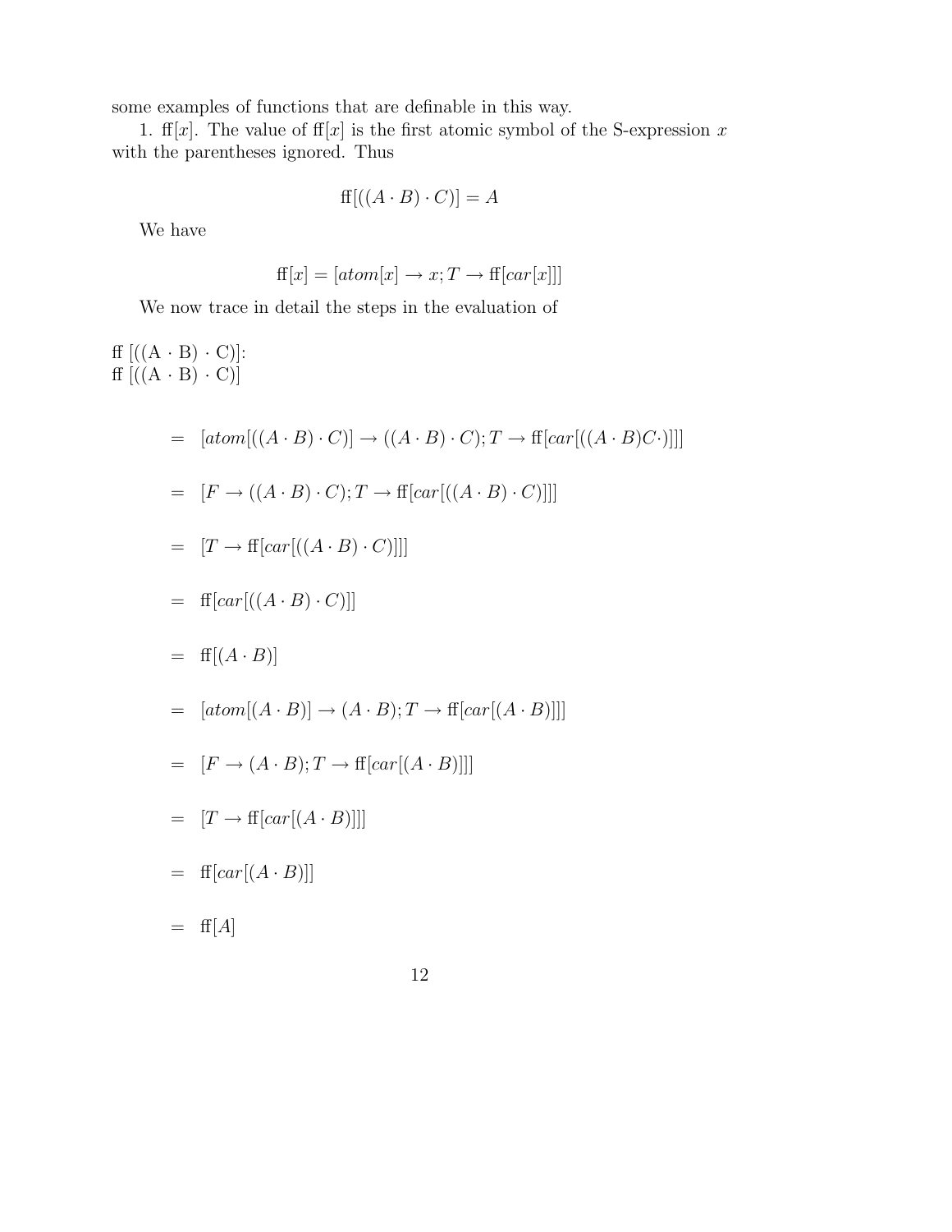some examples of functions that are definable in this way.

1. ff$[x]$. The value of ff$[x]$ is the first atomic symbol of the S-expression $x$ with the parentheses ignored. Thus

$$\text{ff}[((A \cdot B) \cdot C)] = A$$

We have

$$\text{ff}[x] = [atom[x] \rightarrow x; T \rightarrow \text{ff}[car[x]]]$$

We now trace in detail the steps in the evaluation of

ff [((A · B) · C)]:
ff [((A · B) · C)]

$$= \quad [atom[((A \cdot B) \cdot C)] \rightarrow ((A \cdot B) \cdot C); T \rightarrow \text{ff}[car[((A \cdot B)C \cdot)]]]$$

$$= \quad [F \rightarrow ((A \cdot B) \cdot C); T \rightarrow \text{ff}[car[((A \cdot B) \cdot C)]]]$$

$$= \quad [T \rightarrow \text{ff}[car[((A \cdot B) \cdot C)]]]$$

$$= \quad \text{ff}[car[((A \cdot B) \cdot C)]]$$

$$= \quad \text{ff}[(A \cdot B)]$$

$$= \quad [atom[(A \cdot B)] \rightarrow (A \cdot B); T \rightarrow \text{ff}[car[(A \cdot B)]]]$$

$$= \quad [F \rightarrow (A \cdot B); T \rightarrow \text{ff}[car[(A \cdot B)]]]$$

$$= \quad [T \rightarrow \text{ff}[car[(A \cdot B)]]]$$

$$= \quad \text{ff}[car[(A \cdot B)]]$$

$$= \quad \text{ff}[A]$$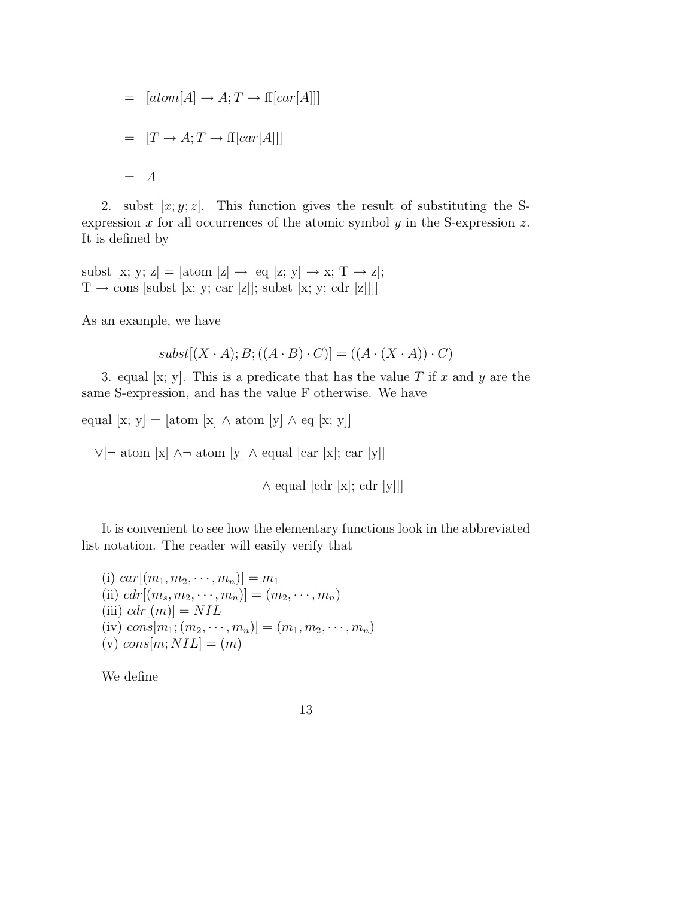$$= \quad [atom[A] \rightarrow A; T \rightarrow \text{ff}[car[A]]]$$

$$= \quad [T \rightarrow A; T \rightarrow \text{ff}[car[A]]]$$

$$= \quad A$$

2. subst $[x; y; z]$. This function gives the result of substituting the S-expression $x$ for all occurrences of the atomic symbol $y$ in the S-expression $z$. It is defined by

subst [x; y; z] = [atom [z] → [eq [z; y] → x; T → z];
T → cons [subst [x; y; car [z]]; subst [x; y; cdr [z]]]]

As an example, we have

$$subst[(X \cdot A); B; ((A \cdot B) \cdot C)] = ((A \cdot (X \cdot A)) \cdot C)$$

3. equal [x; y]. This is a predicate that has the value $T$ if $x$ and $y$ are the same S-expression, and has the value F otherwise. We have

equal [x; y] = [atom [x] ∧ atom [y] ∧ eq [x; y]]

∨[¬ atom [x] ∧¬ atom [y] ∧ equal [car [x]; car [y]]

∧ equal [cdr [x]; cdr [y]]]

It is convenient to see how the elementary functions look in the abbreviated list notation. The reader will easily verify that

(i) $car[(m_1, m_2, \cdots, m_n)] = m_1$
(ii) $cdr[(m_s, m_2, \cdots, m_n)] = (m_2, \cdots, m_n)$
(iii) $cdr[(m)] = NIL$
(iv) $cons[m_1; (m_2, \cdots, m_n)] = (m_1, m_2, \cdots, m_n)$
(v) $cons[m; NIL] = (m)$

We define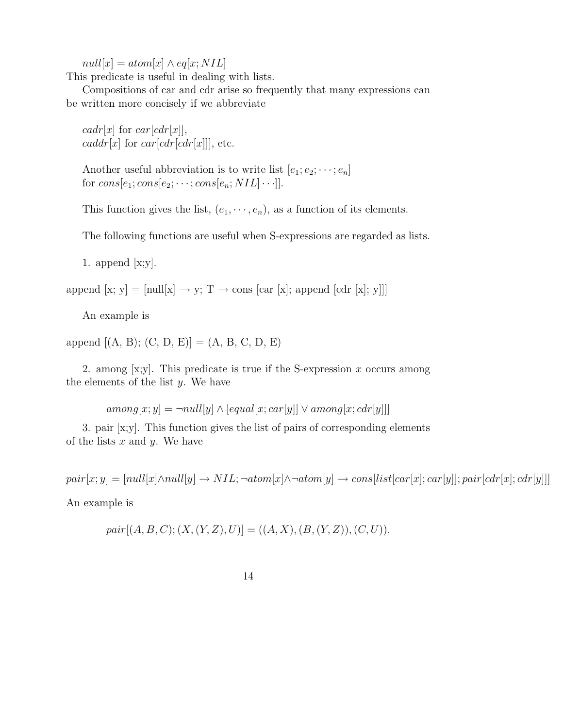$null[x] = atom[x] \wedge eq[x; NIL]$
This predicate is useful in dealing with lists.

Compositions of car and cdr arise so frequently that many expressions can be written more concisely if we abbreviate

$cadr[x]$ for $car[cdr[x]]$,
$caddr[x]$ for $car[cdr[cdr[x]]]$, etc.

Another useful abbreviation is to write list $[e_1; e_2; \cdots; e_n]$
for $cons[e_1; cons[e_2; \cdots; cons[e_n; NIL] \cdots]]$.

This function gives the list, $(e_1, \cdots, e_n)$, as a function of its elements.

The following functions are useful when S-expressions are regarded as lists.

1. append [x;y].

append [x; y] = [null[x] → y; T → cons [car [x]; append [cdr [x]; y]]]

An example is

append [(A, B); (C, D, E)] = (A, B, C, D, E)

2. among [x;y]. This predicate is true if the S-expression $x$ occurs among the elements of the list $y$. We have

$$among[x; y] = \neg null[y] \wedge [equal[x; car[y]] \vee among[x; cdr[y]]]$$

3. pair [x;y]. This function gives the list of pairs of corresponding elements of the lists $x$ and $y$. We have

$$pair[x; y] = [null[x] \wedge null[y] \rightarrow NIL; \neg atom[x] \wedge \neg atom[y] \rightarrow cons[list[car[x]; car[y]]; pair[cdr[x]; cdr[y]]]$$

An example is

$$pair[(A, B, C); (X, (Y, Z), U)] = ((A, X), (B, (Y, Z)), (C, U)).$$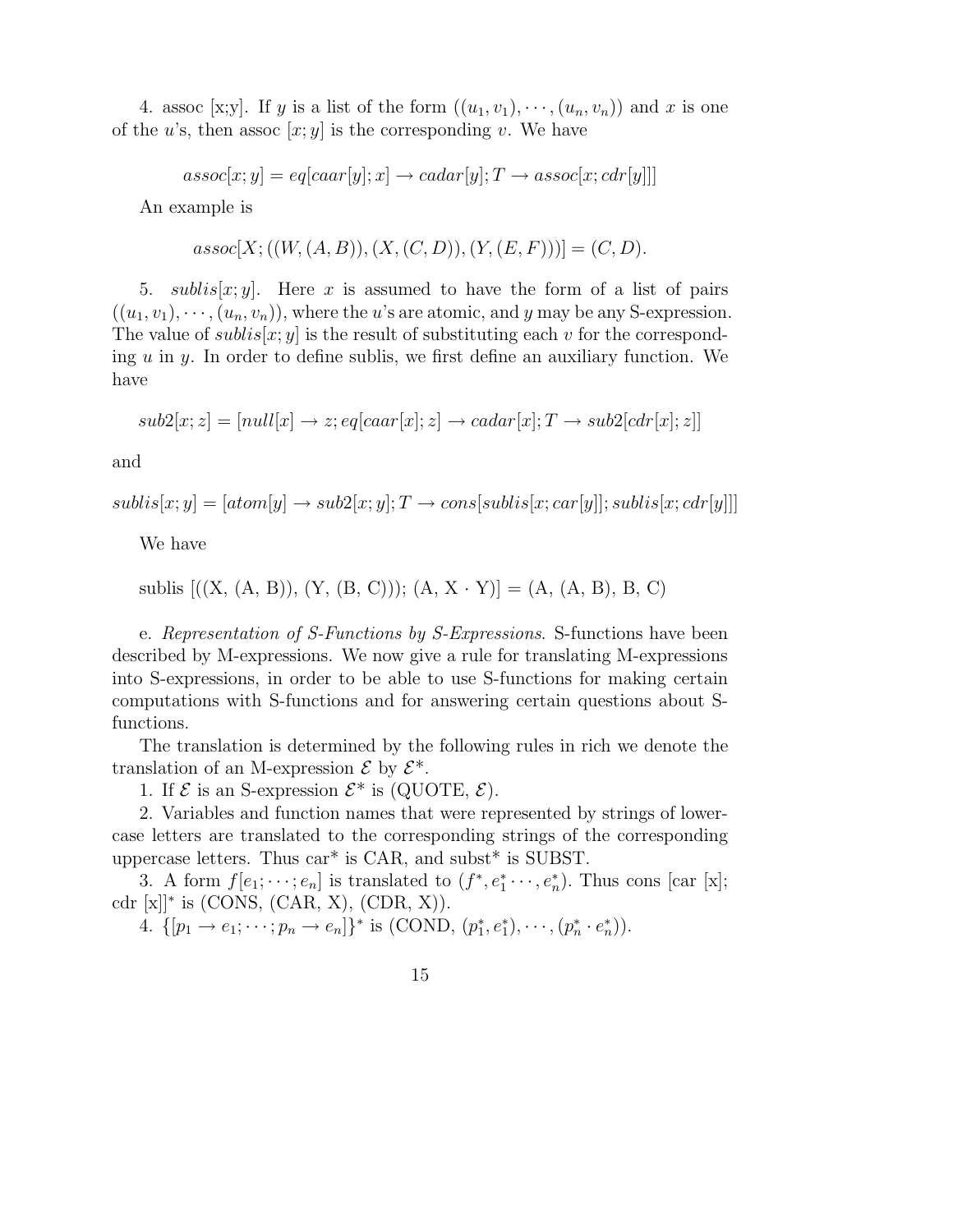4. assoc [x;y]. If $y$ is a list of the form $((u_1, v_1), \cdots, (u_n, v_n))$ and $x$ is one of the $u$'s, then assoc $[x; y]$ is the corresponding $v$. We have

$$assoc[x; y] = eq[caar[y]; x] \rightarrow cadar[y]; T \rightarrow assoc[x; cdr[y]]]$$

An example is

$$assoc[X; ((W, (A, B)), (X, (C, D)), (Y, (E, F)))] = (C, D).$$

5. $sublis[x; y]$. Here $x$ is assumed to have the form of a list of pairs $((u_1, v_1), \cdots, (u_n, v_n))$, where the $u$'s are atomic, and $y$ may be any S-expression. The value of $sublis[x; y]$ is the result of substituting each $v$ for the corresponding $u$ in $y$. In order to define sublis, we first define an auxiliary function. We have

$$sub2[x; z] = [null[x] \rightarrow z; eq[caar[x]; z] \rightarrow cadar[x]; T \rightarrow sub2[cdr[x]; z]]$$

and

$$sublis[x; y] = [atom[y] \rightarrow sub2[x; y]; T \rightarrow cons[sublis[x; car[y]]; sublis[x; cdr[y]]]$$

We have

sublis [((X, (A, B)), (Y, (B, C))); (A, X · Y)] = (A, (A, B), B, C)

e. *Representation of S-Functions by S-Expressions*. S-functions have been described by M-expressions. We now give a rule for translating M-expressions into S-expressions, in order to be able to use S-functions for making certain computations with S-functions and for answering certain questions about S-functions.

The translation is determined by the following rules in rich we denote the translation of an M-expression $\mathcal{E}$ by $\mathcal{E}^*$.

1. If $\mathcal{E}$ is an S-expression $\mathcal{E}^*$ is (QUOTE, $\mathcal{E}$).

2. Variables and function names that were represented by strings of lowercase letters are translated to the corresponding strings of the corresponding uppercase letters. Thus car* is CAR, and subst* is SUBST.

3. A form $f[e_1; \cdots; e_n]$ is translated to $(f^*, e_1^* \cdots, e_n^*)$. Thus cons [car [x]; cdr [x]]* is (CONS, (CAR, X), (CDR, X)).

4. $\{[p_1 \rightarrow e_1; \cdots; p_n \rightarrow e_n]\}^*$ is (COND, $(p_1^*, e_1^*), \cdots, (p_n^* \cdot e_n^*)$).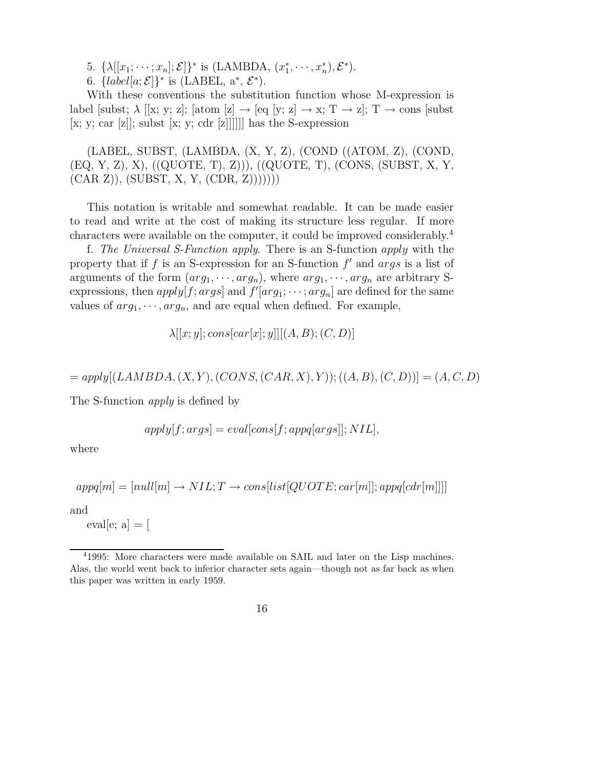5. $\{\lambda[[x_1; \cdots; x_n]; \mathcal{E}]\}^*$ is (LAMBDA, $(x_1^*, \cdots, x_n^*), \mathcal{E}^*$).

6. $\{label[a; \mathcal{E}]\}^*$ is (LABEL, $a^*$, $\mathcal{E}^*$).

With these conventions the substitution function whose M-expression is label [subst; λ [[x; y; z]; [atom [z] → [eq [y; z] → x; T → z]; T → cons [subst [x; y; car [z]]; subst [x; y; cdr [z]]]]]] has the S-expression

(LABEL, SUBST, (LAMBDA, (X, Y, Z), (COND ((ATOM, Z), (COND, (EQ, Y, Z), X), ((QUOTE, T), Z))), ((QUOTE, T), (CONS, (SUBST, X, Y, (CAR Z)), (SUBST, X, Y, (CDR, Z)))))))

This notation is writable and somewhat readable. It can be made easier to read and write at the cost of making its structure less regular. If more characters were available on the computer, it could be improved considerably.[4]

f. *The Universal S-Function apply*. There is an S-function *apply* with the property that if $f$ is an S-expression for an S-function $f'$ and $args$ is a list of arguments of the form $(arg_1, \cdots, arg_n)$, where $arg_1, \cdots, arg_n$ are arbitrary S-expressions, then $apply[f; args]$ and $f'[arg_1; \cdots; arg_n]$ are defined for the same values of $arg_1, \cdots, arg_n$, and are equal when defined. For example,

$$\lambda[[x; y]; cons[car[x]; y]][(A, B); (C, D)]$$

$$= apply[(LAMBDA, (X, Y), (CONS, (CAR, X), Y)); ((A, B), (C, D))] = (A, C, D)$$

The S-function *apply* is defined by

$$apply[f; args] = eval[cons[f; appq[args]]; NIL],$$

where

$$appq[m] = [null[m] \rightarrow NIL; T \rightarrow cons[list[QUOTE; car[m]]; appq[cdr[m]]]]$$

and

eval[e; a] = [

[4] 1995: More characters were made available on SAIL and later on the Lisp machines. Alas, the world went back to inferior character sets again—though not as far back as when this paper was written in early 1959.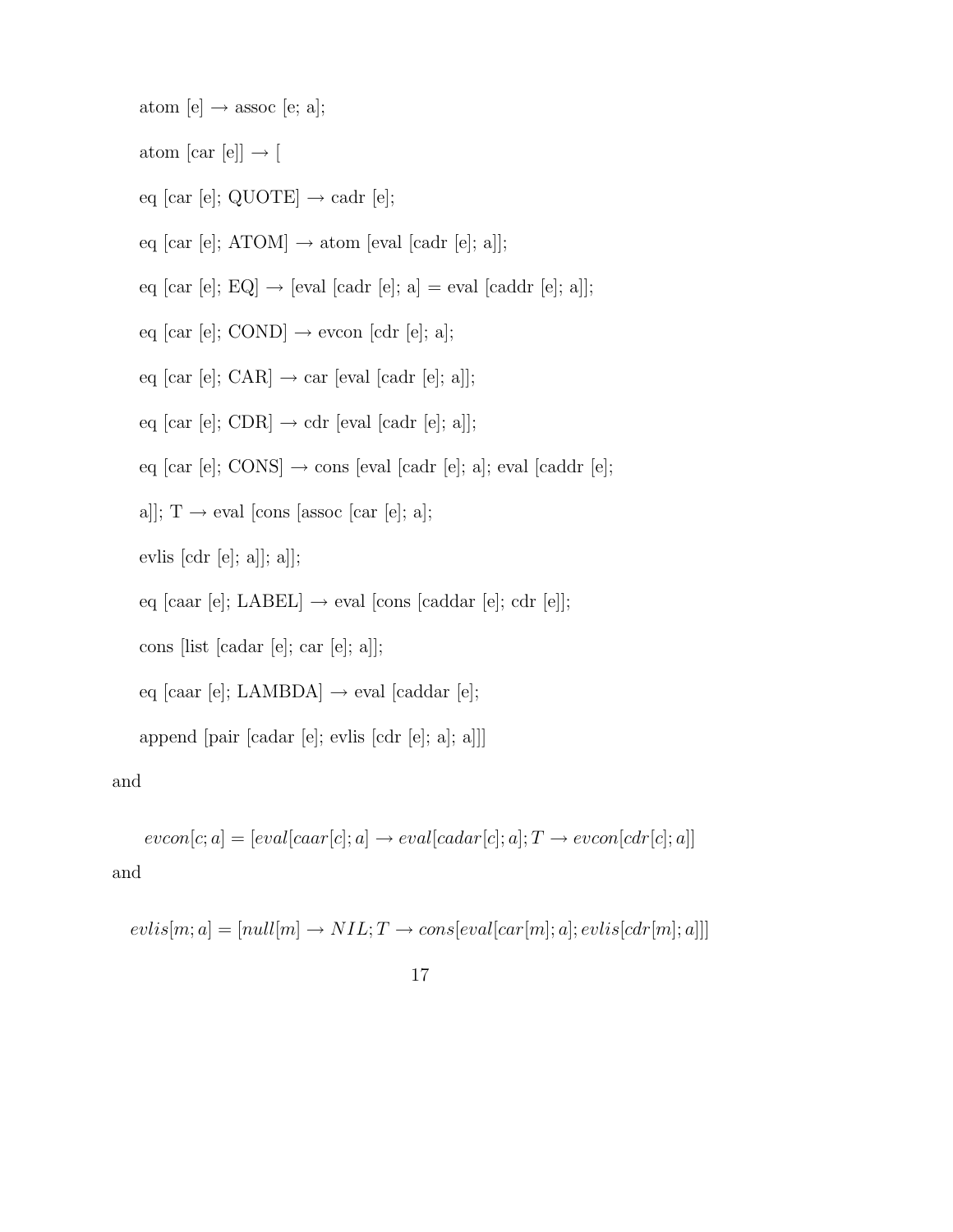atom [e] → assoc [e; a];

atom [car [e]] → [

eq [car [e]; QUOTE] → cadr [e];

eq [car [e]; ATOM] → atom [eval [cadr [e]; a]];

eq [car [e]; EQ] → [eval [cadr [e]; a] = eval [caddr [e]; a]];

eq [car [e]; COND] → evcon [cdr [e]; a];

eq [car [e]; CAR] → car [eval [cadr [e]; a]];

eq [car [e]; CDR] → cdr [eval [cadr [e]; a]];

eq [car [e]; CONS] → cons [eval [cadr [e]; a]; eval [caddr [e];

a]]; T → eval [cons [assoc [car [e]; a];

evlis [cdr [e]; a]]; a]];

eq [caar [e]; LABEL] → eval [cons [caddar [e]; cdr [e]];

cons [list [cadar [e]; car [e]; a]];

eq [caar [e]; LAMBDA] → eval [caddar [e];

append [pair [cadar [e]; evlis [cdr [e]; a]; a]]]

and

$$evcon[c; a] = [eval[caar[c]; a] \rightarrow eval[cadar[c]; a]; T \rightarrow evcon[cdr[c]; a]]$$

and

$$evlis[m; a] = [null[m] \rightarrow NIL; T \rightarrow cons[eval[car[m]; a]; evlis[cdr[m]; a]]]$$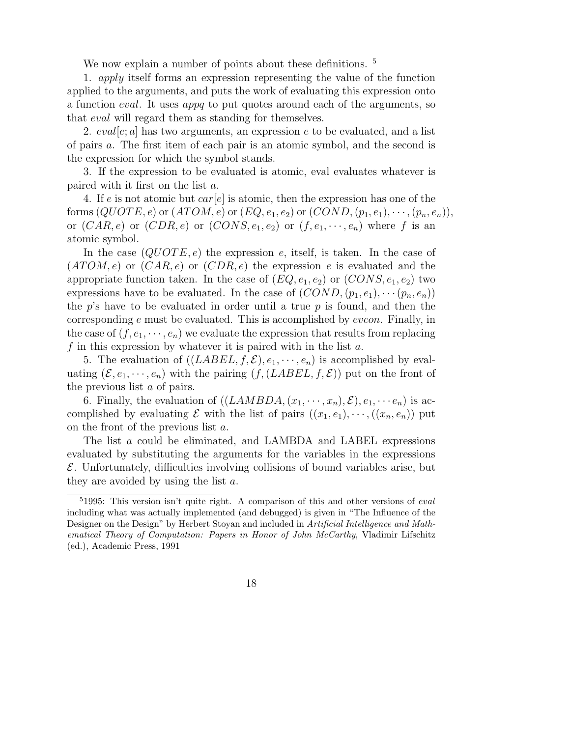We now explain a number of points about these definitions. [5]

1. *apply* itself forms an expression representing the value of the function applied to the arguments, and puts the work of evaluating this expression onto a function *eval*. It uses *appq* to put quotes around each of the arguments, so that *eval* will regard them as standing for themselves.

2. $eval[e; a]$ has two arguments, an expression $e$ to be evaluated, and a list of pairs $a$. The first item of each pair is an atomic symbol, and the second is the expression for which the symbol stands.

3. If the expression to be evaluated is atomic, eval evaluates whatever is paired with it first on the list $a$.

4. If $e$ is not atomic but $car[e]$ is atomic, then the expression has one of the forms $(QUOTE, e)$ or $(ATOM, e)$ or $(EQ, e_1, e_2)$ or $(COND, (p_1, e_1), \cdots, (p_n, e_n))$, or $(CAR, e)$ or $(CDR, e)$ or $(CONS, e_1, e_2)$ or $(f, e_1, \cdots, e_n)$ where $f$ is an atomic symbol.

In the case $(QUOTE, e)$ the expression $e$, itself, is taken. In the case of $(ATOM, e)$ or $(CAR, e)$ or $(CDR, e)$ the expression $e$ is evaluated and the appropriate function taken. In the case of $(EQ, e_1, e_2)$ or $(CONS, e_1, e_2)$ two expressions have to be evaluated. In the case of $(COND, (p_1, e_1), \cdots (p_n, e_n))$ the $p$'s have to be evaluated in order until a true $p$ is found, and then the corresponding $e$ must be evaluated. This is accomplished by *evcon*. Finally, in the case of $(f, e_1, \cdots, e_n)$ we evaluate the expression that results from replacing $f$ in this expression by whatever it is paired with in the list $a$.

5. The evaluation of $((LABEL, f, \mathcal{E}), e_1, \cdots, e_n)$ is accomplished by evaluating $(\mathcal{E}, e_1, \cdots, e_n)$ with the pairing $(f, (LABEL, f, \mathcal{E}))$ put on the front of the previous list $a$ of pairs.

6. Finally, the evaluation of $((LAMBDA, (x_1, \cdots, x_n), \mathcal{E}), e_1, \cdots e_n)$ is accomplished by evaluating $\mathcal{E}$ with the list of pairs $((x_1, e_1), \cdots, ((x_n, e_n))$ put on the front of the previous list $a$.

The list $a$ could be eliminated, and LAMBDA and LABEL expressions evaluated by substituting the arguments for the variables in the expressions $\mathcal{E}$. Unfortunately, difficulties involving collisions of bound variables arise, but they are avoided by using the list $a$.

[5] 1995: This version isn't quite right. A comparison of this and other versions of *eval* including what was actually implemented (and debugged) is given in "The Influence of the Designer on the Design" by Herbert Stoyan and included in *Artificial Intelligence and Mathematical Theory of Computation: Papers in Honor of John McCarthy*, Vladimir Lifschitz (ed.), Academic Press, 1991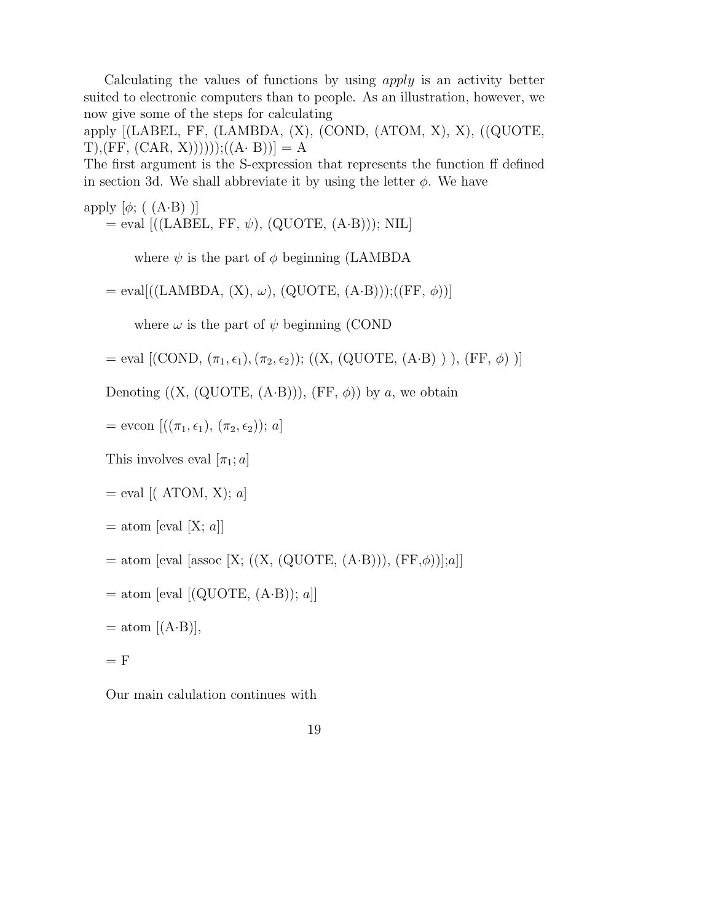Calculating the values of functions by using *apply* is an activity better suited to electronic computers than to people. As an illustration, however, we now give some of the steps for calculating

apply [(LABEL, FF, (LAMBDA, (X), (COND, (ATOM, X), X), ((QUOTE, T),(FF, (CAR, X))))));((A· B))] = A

The first argument is the S-expression that represents the function ff defined in section 3d. We shall abbreviate it by using the letter $\phi$. We have

apply [$\phi$; ( (A·B) )]

= eval [((LABEL, FF, $\psi$), (QUOTE, (A·B))); NIL]

where $\psi$ is the part of $\phi$ beginning (LAMBDA

= eval[((LAMBDA, (X), $\omega$), (QUOTE, (A·B)));((FF, $\phi$))]

where $\omega$ is the part of $\psi$ beginning (COND

= eval [(COND, $(\pi_1, \epsilon_1), (\pi_2, \epsilon_2)$); ((X, (QUOTE, (A·B) ) ), (FF, $\phi$) )]

Denoting ((X, (QUOTE, (A·B))), (FF, $\phi$)) by $a$, we obtain

= evcon [($(\pi_1, \epsilon_1)$, $(\pi_2, \epsilon_2)$); $a$]

This involves eval [$\pi_1; a$]

= eval [( ATOM, X); $a$]

= atom [eval [X; $a$]]

= atom [eval [assoc [X; ((X, (QUOTE, (A·B))), (FF,$\phi$))];$a$]]

= atom [eval [(QUOTE, (A·B)); $a$]]

= atom [(A·B)],

= F

Our main calulation continues with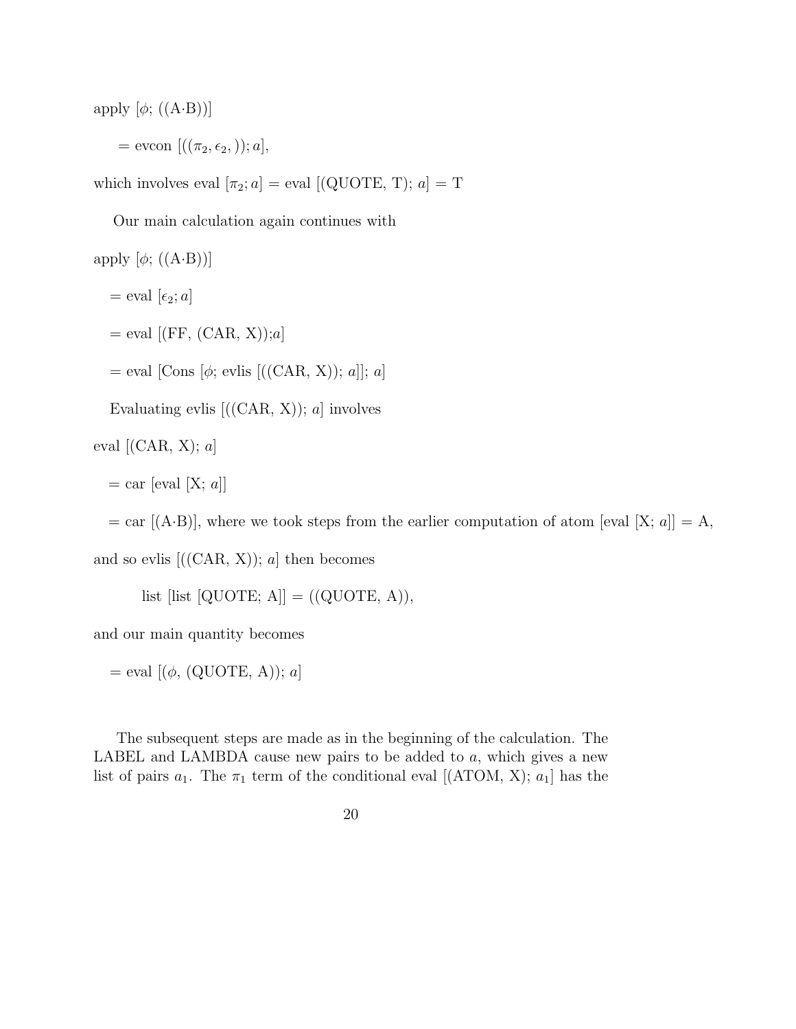apply [$\phi$; ((A·B))]

$= \text{evcon } [((\pi_2, \epsilon_2, )); a]$,

which involves eval $[\pi_2; a]$ = eval [(QUOTE, T); $a$] = T

Our main calculation again continues with

apply [$\phi$; ((A·B))]

= eval $[\epsilon_2; a]$

= eval [(FF, (CAR, X));$a$]

= eval [Cons [$\phi$; evlis [((CAR, X)); $a$]]; $a$]

Evaluating evlis [((CAR, X)); $a$] involves

eval [(CAR, X); $a$]

= car [eval [X; $a$]]

= car [(A·B)], where we took steps from the earlier computation of atom [eval [X; $a$]] = A,

and so evlis [((CAR, X)); $a$] then becomes

list [list [QUOTE; A]] = ((QUOTE, A)),

and our main quantity becomes

= eval [($\phi$, (QUOTE, A)); $a$]

The subsequent steps are made as in the beginning of the calculation. The LABEL and LAMBDA cause new pairs to be added to $a$, which gives a new list of pairs $a_1$. The $\pi_1$ term of the conditional eval [(ATOM, X); $a_1$] has the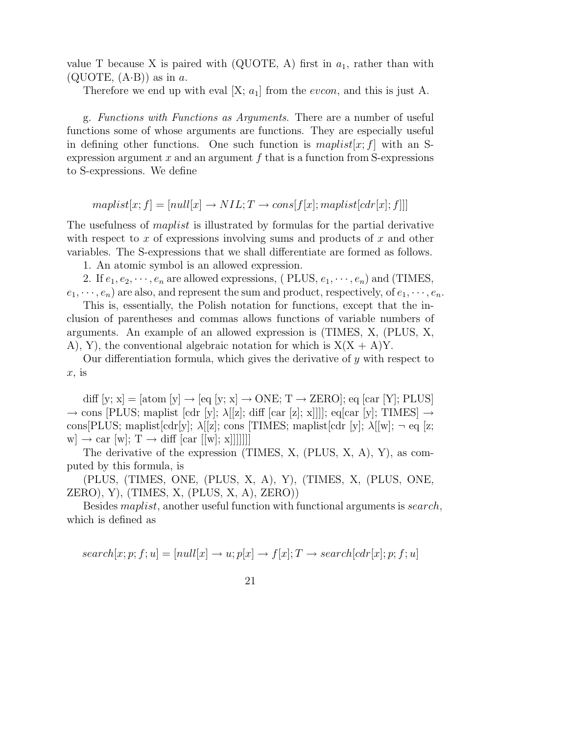value T because X is paired with (QUOTE, A) first in $a_1$, rather than with (QUOTE, (A·B)) as in $a$.

Therefore we end up with eval [X; $a_1$] from the *evcon*, and this is just A.

g. *Functions with Functions as Arguments.* There are a number of useful functions some of whose arguments are functions. They are especially useful in defining other functions. One such function is $maplist[x; f]$ with an S-expression argument $x$ and an argument $f$ that is a function from S-expressions to S-expressions. We define

$$maplist[x; f] = [null[x] \rightarrow NIL; T \rightarrow cons[f[x]; maplist[cdr[x]; f]]]$$

The usefulness of *maplist* is illustrated by formulas for the partial derivative with respect to $x$ of expressions involving sums and products of $x$ and other variables. The S-expressions that we shall differentiate are formed as follows.

1. An atomic symbol is an allowed expression.

2. If $e_1, e_2, \cdots, e_n$ are allowed expressions, ( PLUS, $e_1, \cdots, e_n$) and (TIMES, $e_1, \cdots, e_n$) are also, and represent the sum and product, respectively, of $e_1, \cdots, e_n$.

This is, essentially, the Polish notation for functions, except that the inclusion of parentheses and commas allows functions of variable numbers of arguments. An example of an allowed expression is (TIMES, X, (PLUS, X, A), Y), the conventional algebraic notation for which is X(X + A)Y.

Our differentiation formula, which gives the derivative of $y$ with respect to $x$, is

diff [y; x] = [atom [y] → [eq [y; x] → ONE; T → ZERO]; eq [car [Y]; PLUS] → cons [PLUS; maplist [cdr [y]; λ[[z]; diff [car [z]; x]]]]; eq[car [y]; TIMES] → cons[PLUS; maplist[cdr[y]; λ[[z]; cons [TIMES; maplist[cdr [y]; λ[[w]; ¬ eq [z; w] → car [w]; T → diff [car [[w]; x]]]]]]]

The derivative of the expression (TIMES, X, (PLUS, X, A), Y), as computed by this formula, is

(PLUS, (TIMES, ONE, (PLUS, X, A), Y), (TIMES, X, (PLUS, ONE, ZERO), Y), (TIMES, X, (PLUS, X, A), ZERO))

Besides *maplist*, another useful function with functional arguments is *search*, which is defined as

$$search[x; p; f; u] = [null[x] \rightarrow u; p[x] \rightarrow f[x]; T \rightarrow search[cdr[x]; p; f; u]$$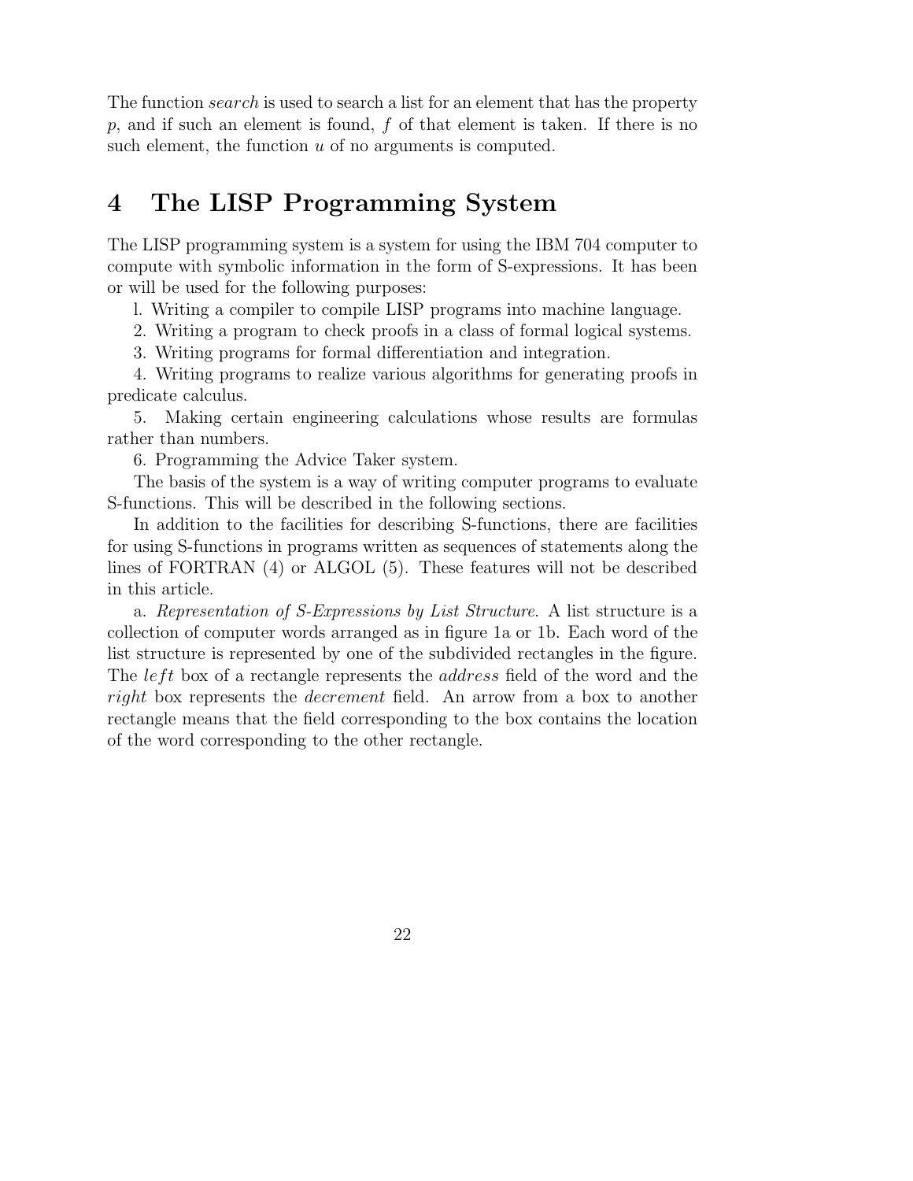The function *search* is used to search a list for an element that has the property $p$, and if such an element is found, $f$ of that element is taken. If there is no such element, the function $u$ of no arguments is computed.

# 4 The LISP Programming System

The LISP programming system is a system for using the IBM 704 computer to compute with symbolic information in the form of S-expressions. It has been or will be used for the following purposes:

l. Writing a compiler to compile LISP programs into machine language.

2. Writing a program to check proofs in a class of formal logical systems.

3. Writing programs for formal differentiation and integration.

4. Writing programs to realize various algorithms for generating proofs in predicate calculus.

5. Making certain engineering calculations whose results are formulas rather than numbers.

6. Programming the Advice Taker system.

The basis of the system is a way of writing computer programs to evaluate S-functions. This will be described in the following sections.

In addition to the facilities for describing S-functions, there are facilities for using S-functions in programs written as sequences of statements along the lines of FORTRAN (4) or ALGOL (5). These features will not be described in this article.

a. *Representation of S-Expressions by List Structure.* A list structure is a collection of computer words arranged as in figure 1a or 1b. Each word of the list structure is represented by one of the subdivided rectangles in the figure. The *left* box of a rectangle represents the *address* field of the word and the *right* box represents the *decrement* field. An arrow from a box to another rectangle means that the field corresponding to the box contains the location of the word corresponding to the other rectangle.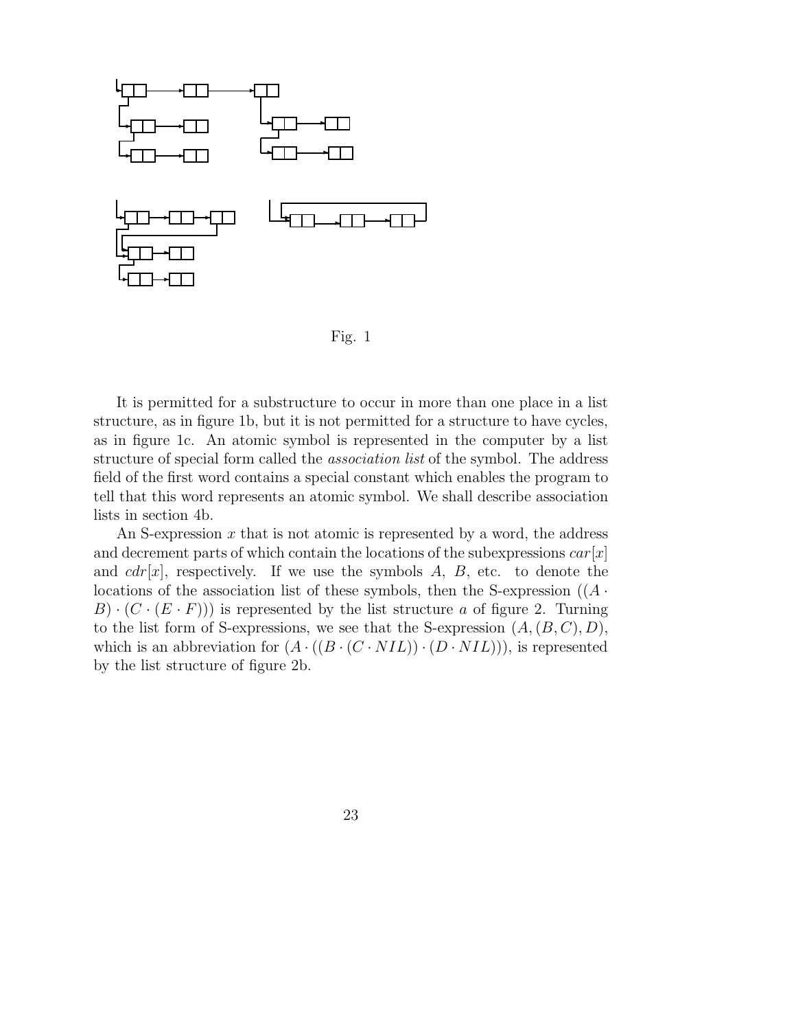Fig. 1

It is permitted for a substructure to occur in more than one place in a list structure, as in figure 1b, but it is not permitted for a structure to have cycles, as in figure 1c. An atomic symbol is represented in the computer by a list structure of special form called the *association list* of the symbol. The address field of the first word contains a special constant which enables the program to tell that this word represents an atomic symbol. We shall describe association lists in section 4b.

An S-expression $x$ that is not atomic is represented by a word, the address and decrement parts of which contain the locations of the subexpressions $car[x]$ and $cdr[x]$, respectively. If we use the symbols $A$, $B$, etc. to denote the locations of the association list of these symbols, then the S-expression $((A \cdot B) \cdot (C \cdot (E \cdot F)))$ is represented by the list structure $a$ of figure 2. Turning to the list form of S-expressions, we see that the S-expression $(A, (B, C), D)$, which is an abbreviation for $(A \cdot ((B \cdot (C \cdot NIL)) \cdot (D \cdot NIL)))$, is represented by the list structure of figure 2b.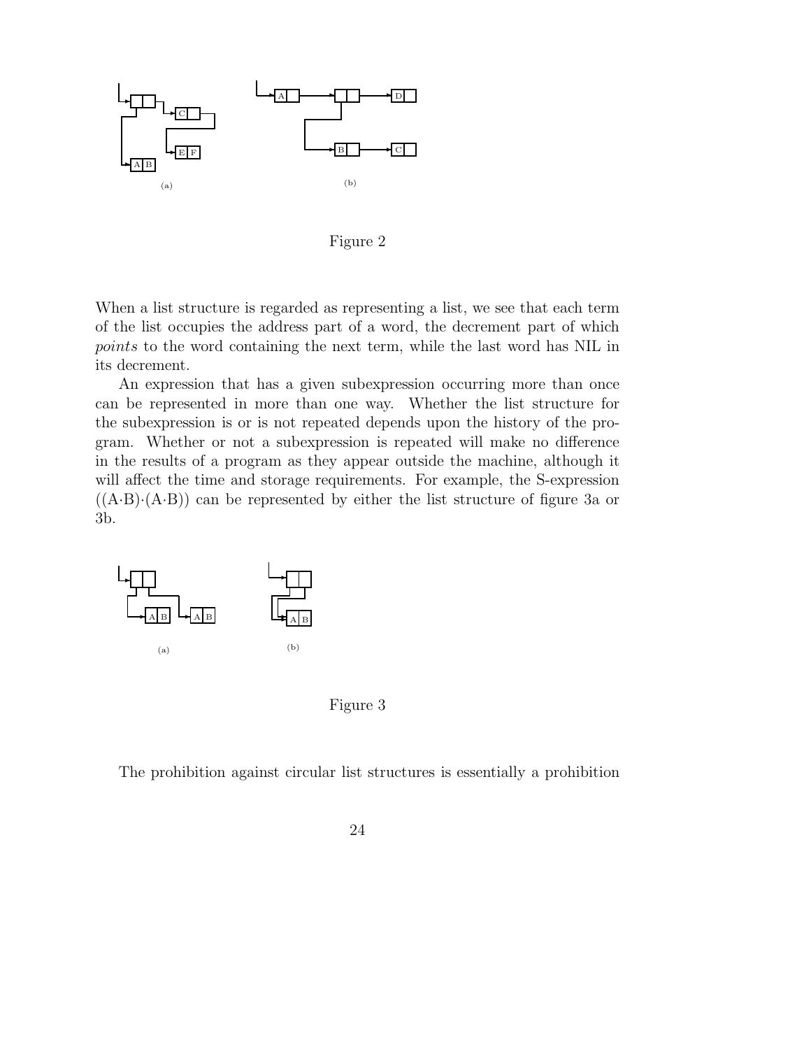(a) (b)

Figure 2

When a list structure is regarded as representing a list, we see that each term of the list occupies the address part of a word, the decrement part of which *points* to the word containing the next term, while the last word has NIL in its decrement.

An expression that has a given subexpression occurring more than once can be represented in more than one way. Whether the list structure for the subexpression is or is not repeated depends upon the history of the program. Whether or not a subexpression is repeated will make no difference in the results of a program as they appear outside the machine, although it will affect the time and storage requirements. For example, the S-expression ((A·B)·(A·B)) can be represented by either the list structure of figure 3a or 3b.

(a) (b)

Figure 3

The prohibition against circular list structures is essentially a prohibition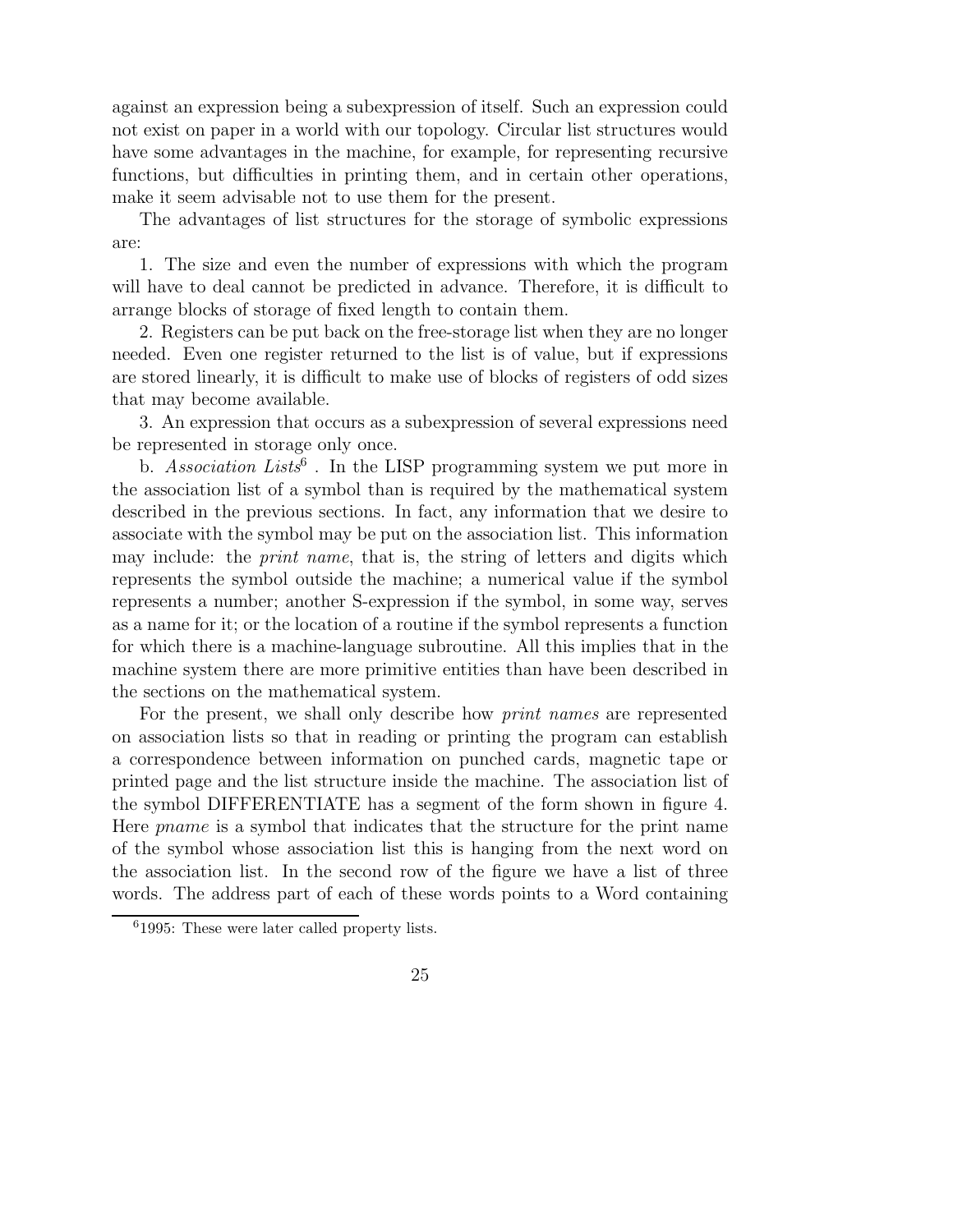against an expression being a subexpression of itself. Such an expression could not exist on paper in a world with our topology. Circular list structures would have some advantages in the machine, for example, for representing recursive functions, but difficulties in printing them, and in certain other operations, make it seem advisable not to use them for the present.

The advantages of list structures for the storage of symbolic expressions are:

1. The size and even the number of expressions with which the program will have to deal cannot be predicted in advance. Therefore, it is difficult to arrange blocks of storage of fixed length to contain them.

2. Registers can be put back on the free-storage list when they are no longer needed. Even one register returned to the list is of value, but if expressions are stored linearly, it is difficult to make use of blocks of registers of odd sizes that may become available.

3. An expression that occurs as a subexpression of several expressions need be represented in storage only once.

b. *Association Lists*[6] . In the LISP programming system we put more in the association list of a symbol than is required by the mathematical system described in the previous sections. In fact, any information that we desire to associate with the symbol may be put on the association list. This information may include: the *print name*, that is, the string of letters and digits which represents the symbol outside the machine; a numerical value if the symbol represents a number; another S-expression if the symbol, in some way, serves as a name for it; or the location of a routine if the symbol represents a function for which there is a machine-language subroutine. All this implies that in the machine system there are more primitive entities than have been described in the sections on the mathematical system.

For the present, we shall only describe how *print names* are represented on association lists so that in reading or printing the program can establish a correspondence between information on punched cards, magnetic tape or printed page and the list structure inside the machine. The association list of the symbol DIFFERENTIATE has a segment of the form shown in figure 4. Here *pname* is a symbol that indicates that the structure for the print name of the symbol whose association list this is hanging from the next word on the association list. In the second row of the figure we have a list of three words. The address part of each of these words points to a Word containing

[6] 1995: These were later called property lists.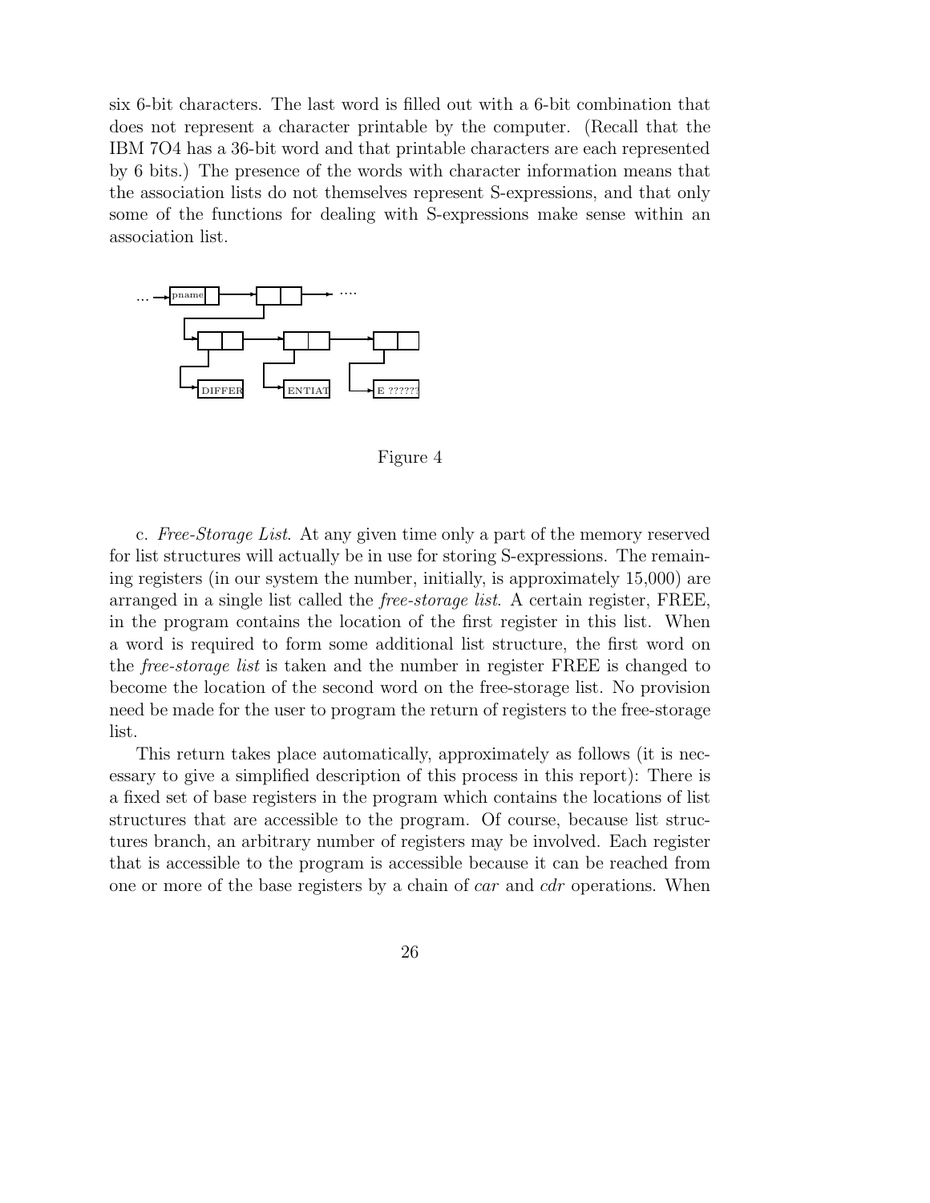six 6-bit characters. The last word is filled out with a 6-bit combination that does not represent a character printable by the computer. (Recall that the IBM 7O4 has a 36-bit word and that printable characters are each represented by 6 bits.) The presence of the words with character information means that the association lists do not themselves represent S-expressions, and that only some of the functions for dealing with S-expressions make sense within an association list.

pname

DIFFER

ENTIAT

E ??????

Figure 4

c. *Free-Storage List*. At any given time only a part of the memory reserved for list structures will actually be in use for storing S-expressions. The remaining registers (in our system the number, initially, is approximately 15,000) are arranged in a single list called the *free-storage list*. A certain register, FREE, in the program contains the location of the first register in this list. When a word is required to form some additional list structure, the first word on the *free-storage list* is taken and the number in register FREE is changed to become the location of the second word on the free-storage list. No provision need be made for the user to program the return of registers to the free-storage list.

This return takes place automatically, approximately as follows (it is necessary to give a simplified description of this process in this report): There is a fixed set of base registers in the program which contains the locations of list structures that are accessible to the program. Of course, because list structures branch, an arbitrary number of registers may be involved. Each register that is accessible to the program is accessible because it can be reached from one or more of the base registers by a chain of *car* and *cdr* operations. When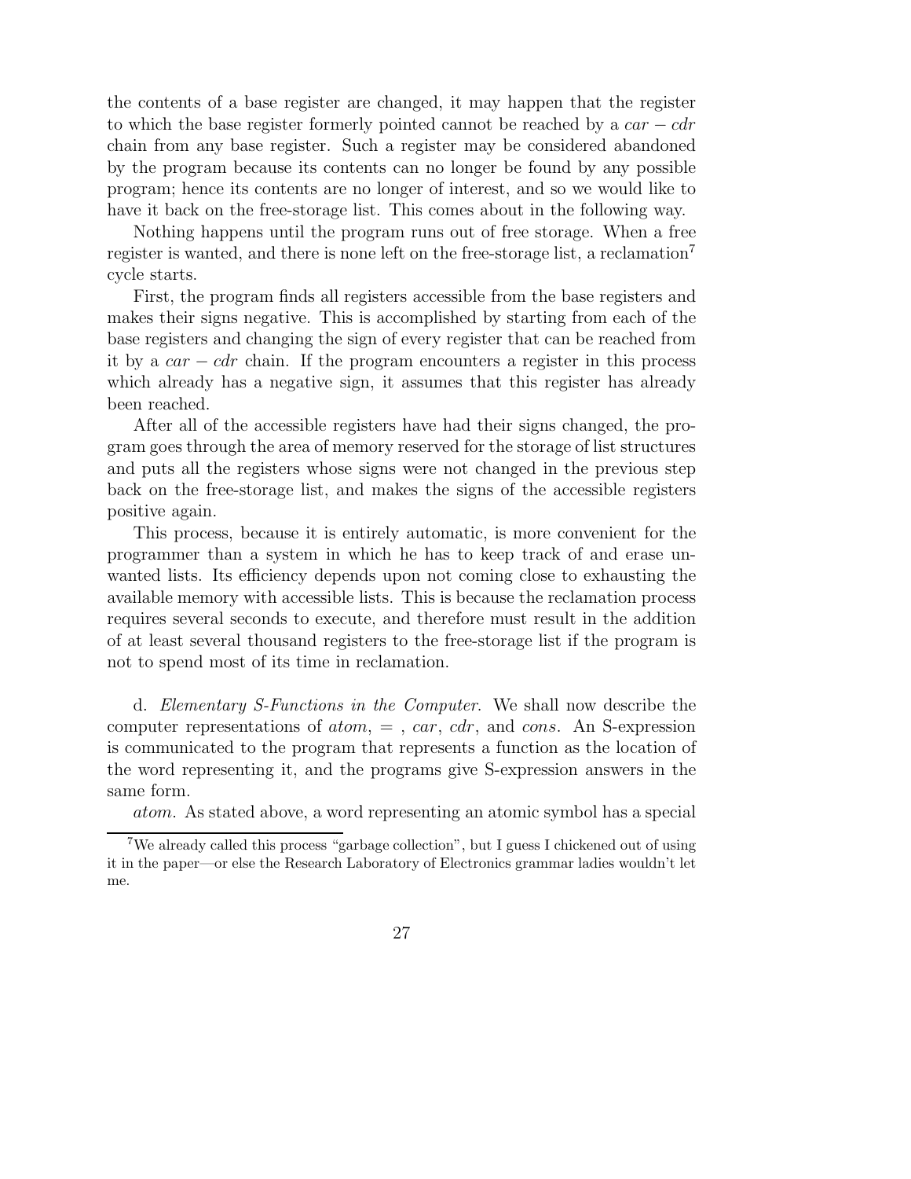the contents of a base register are changed, it may happen that the register to which the base register formerly pointed cannot be reached by a $car - cdr$ chain from any base register. Such a register may be considered abandoned by the program because its contents can no longer be found by any possible program; hence its contents are no longer of interest, and so we would like to have it back on the free-storage list. This comes about in the following way.

Nothing happens until the program runs out of free storage. When a free register is wanted, and there is none left on the free-storage list, a reclamation[7] cycle starts.

First, the program finds all registers accessible from the base registers and makes their signs negative. This is accomplished by starting from each of the base registers and changing the sign of every register that can be reached from it by a $car - cdr$ chain. If the program encounters a register in this process which already has a negative sign, it assumes that this register has already been reached.

After all of the accessible registers have had their signs changed, the program goes through the area of memory reserved for the storage of list structures and puts all the registers whose signs were not changed in the previous step back on the free-storage list, and makes the signs of the accessible registers positive again.

This process, because it is entirely automatic, is more convenient for the programmer than a system in which he has to keep track of and erase unwanted lists. Its efficiency depends upon not coming close to exhausting the available memory with accessible lists. This is because the reclamation process requires several seconds to execute, and therefore must result in the addition of at least several thousand registers to the free-storage list if the program is not to spend most of its time in reclamation.

d. *Elementary S-Functions in the Computer.* We shall now describe the computer representations of *atom*, = , *car*, *cdr*, and *cons*. An S-expression is communicated to the program that represents a function as the location of the word representing it, and the programs give S-expression answers in the same form.

*atom*. As stated above, a word representing an atomic symbol has a special

[7] We already called this process "garbage collection", but I guess I chickened out of using it in the paper—or else the Research Laboratory of Electronics grammar ladies wouldn't let me.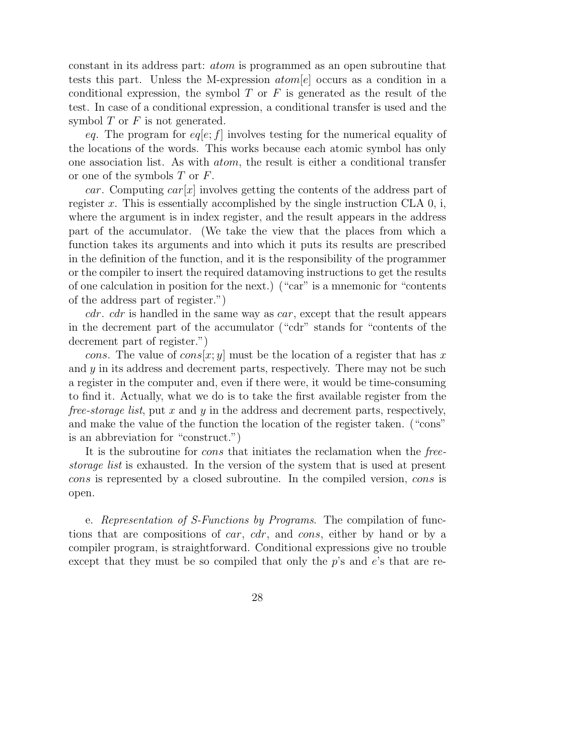constant in its address part: *atom* is programmed as an open subroutine that tests this part. Unless the M-expression $atom[e]$ occurs as a condition in a conditional expression, the symbol $T$ or $F$ is generated as the result of the test. In case of a conditional expression, a conditional transfer is used and the symbol $T$ or $F$ is not generated.

*eq*. The program for $eq[e; f]$ involves testing for the numerical equality of the locations of the words. This works because each atomic symbol has only one association list. As with *atom*, the result is either a conditional transfer or one of the symbols $T$ or $F$.

*car*. Computing $car[x]$ involves getting the contents of the address part of register $x$. This is essentially accomplished by the single instruction CLA 0, i, where the argument is in index register, and the result appears in the address part of the accumulator. (We take the view that the places from which a function takes its arguments and into which it puts its results are prescribed in the definition of the function, and it is the responsibility of the programmer or the compiler to insert the required datamoving instructions to get the results of one calculation in position for the next.) ("car" is a mnemonic for "contents of the address part of register.")

*cdr*. *cdr* is handled in the same way as *car*, except that the result appears in the decrement part of the accumulator ("cdr" stands for "contents of the decrement part of register.")

*cons*. The value of $cons[x; y]$ must be the location of a register that has $x$ and $y$ in its address and decrement parts, respectively. There may not be such a register in the computer and, even if there were, it would be time-consuming to find it. Actually, what we do is to take the first available register from the *free-storage list*, put $x$ and $y$ in the address and decrement parts, respectively, and make the value of the function the location of the register taken. ("cons" is an abbreviation for "construct.")

It is the subroutine for *cons* that initiates the reclamation when the *free-storage list* is exhausted. In the version of the system that is used at present *cons* is represented by a closed subroutine. In the compiled version, *cons* is open.

e. *Representation of S-Functions by Programs*. The compilation of functions that are compositions of *car*, *cdr*, and *cons*, either by hand or by a compiler program, is straightforward. Conditional expressions give no trouble except that they must be so compiled that only the $p$'s and $e$'s that are re-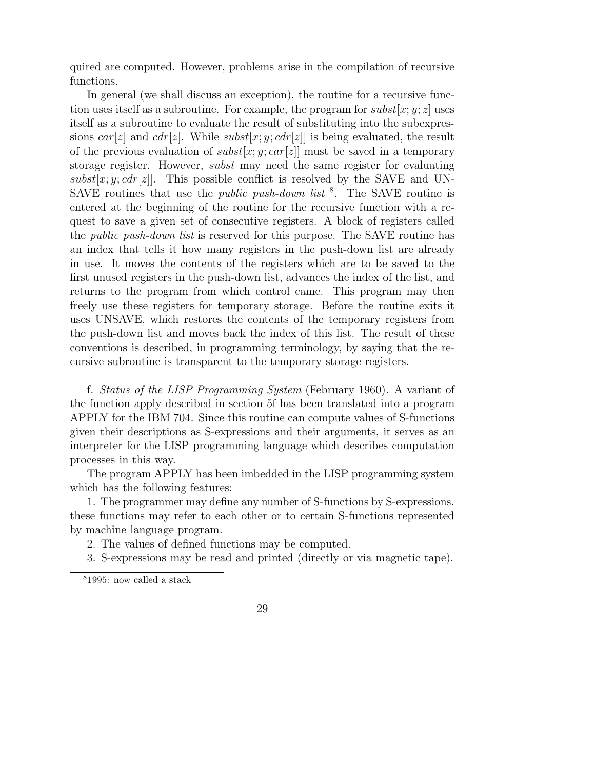quired are computed. However, problems arise in the compilation of recursive functions.

In general (we shall discuss an exception), the routine for a recursive function uses itself as a subroutine. For example, the program for $subst[x; y; z]$ uses itself as a subroutine to evaluate the result of substituting into the subexpressions $car[z]$ and $cdr[z]$. While $subst[x; y; cdr[z]]$ is being evaluated, the result of the previous evaluation of $subst[x; y; car[z]]$ must be saved in a temporary storage register. However, *subst* may need the same register for evaluating $subst[x; y; cdr[z]]$. This possible conflict is resolved by the SAVE and UNSAVE routines that use the *public push-down list* [8]. The SAVE routine is entered at the beginning of the routine for the recursive function with a request to save a given set of consecutive registers. A block of registers called the *public push-down list* is reserved for this purpose. The SAVE routine has an index that tells it how many registers in the push-down list are already in use. It moves the contents of the registers which are to be saved to the first unused registers in the push-down list, advances the index of the list, and returns to the program from which control came. This program may then freely use these registers for temporary storage. Before the routine exits it uses UNSAVE, which restores the contents of the temporary registers from the push-down list and moves back the index of this list. The result of these conventions is described, in programming terminology, by saying that the recursive subroutine is transparent to the temporary storage registers.

f. *Status of the LISP Programming System* (February 1960). A variant of the function apply described in section 5f has been translated into a program APPLY for the IBM 704. Since this routine can compute values of S-functions given their descriptions as S-expressions and their arguments, it serves as an interpreter for the LISP programming language which describes computation processes in this way.

The program APPLY has been imbedded in the LISP programming system which has the following features:

1. The programmer may define any number of S-functions by S-expressions. these functions may refer to each other or to certain S-functions represented by machine language program.

2. The values of defined functions may be computed.

3. S-expressions may be read and printed (directly or via magnetic tape).

[8] 1995: now called a stack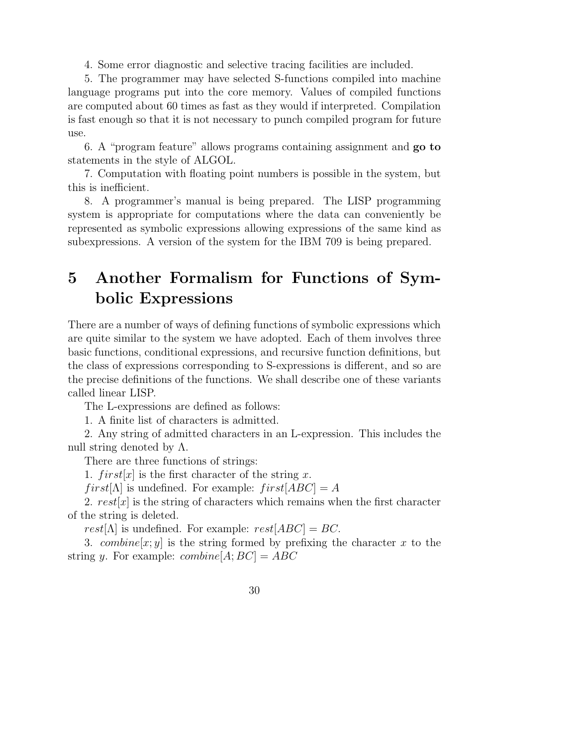4. Some error diagnostic and selective tracing facilities are included.

5. The programmer may have selected S-functions compiled into machine language programs put into the core memory. Values of compiled functions are computed about 60 times as fast as they would if interpreted. Compilation is fast enough so that it is not necessary to punch compiled program for future use.

6. A "program feature" allows programs containing assignment and **go to** statements in the style of ALGOL.

7. Computation with floating point numbers is possible in the system, but this is inefficient.

8. A programmer's manual is being prepared. The LISP programming system is appropriate for computations where the data can conveniently be represented as symbolic expressions allowing expressions of the same kind as subexpressions. A version of the system for the IBM 709 is being prepared.

# 5 Another Formalism for Functions of Symbolic Expressions

There are a number of ways of defining functions of symbolic expressions which are quite similar to the system we have adopted. Each of them involves three basic functions, conditional expressions, and recursive function definitions, but the class of expressions corresponding to S-expressions is different, and so are the precise definitions of the functions. We shall describe one of these variants called linear LISP.

The L-expressions are defined as follows:

1. A finite list of characters is admitted.

2. Any string of admitted characters in an L-expression. This includes the null string denoted by $\Lambda$.

There are three functions of strings:

1. $first[x]$ is the first character of the string $x$.

$first[\Lambda]$ is undefined. For example: $first[ABC] = A$

2. $rest[x]$ is the string of characters which remains when the first character of the string is deleted.

$rest[\Lambda]$ is undefined. For example: $rest[ABC] = BC$.

3. $combine[x; y]$ is the string formed by prefixing the character $x$ to the string $y$. For example: $combine[A; BC] = ABC$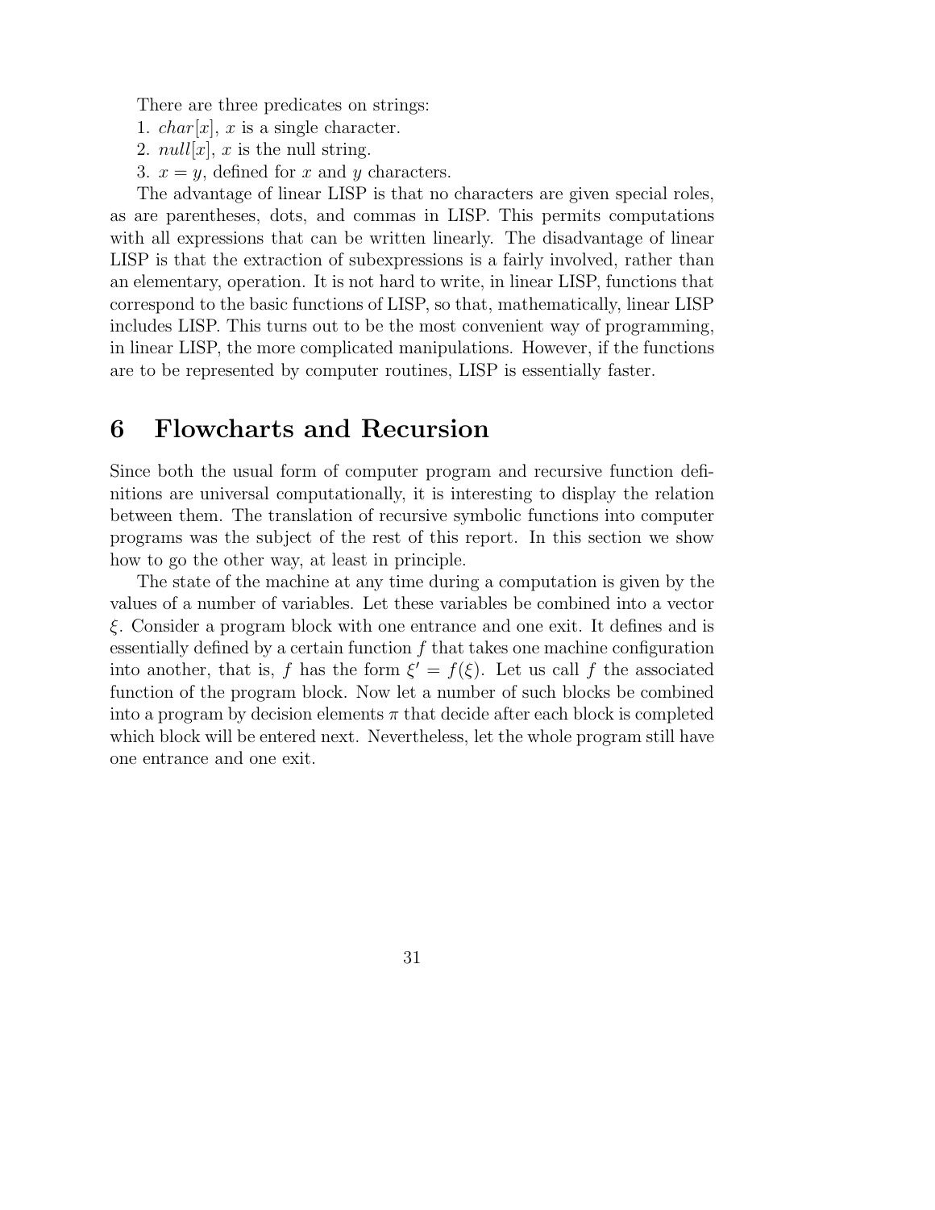There are three predicates on strings:

1. $char[x]$, $x$ is a single character.
2. $null[x]$, $x$ is the null string.
3. $x = y$, defined for $x$ and $y$ characters.

The advantage of linear LISP is that no characters are given special roles, as are parentheses, dots, and commas in LISP. This permits computations with all expressions that can be written linearly. The disadvantage of linear LISP is that the extraction of subexpressions is a fairly involved, rather than an elementary, operation. It is not hard to write, in linear LISP, functions that correspond to the basic functions of LISP, so that, mathematically, linear LISP includes LISP. This turns out to be the most convenient way of programming, in linear LISP, the more complicated manipulations. However, if the functions are to be represented by computer routines, LISP is essentially faster.

# 6 Flowcharts and Recursion

Since both the usual form of computer program and recursive function definitions are universal computationally, it is interesting to display the relation between them. The translation of recursive symbolic functions into computer programs was the subject of the rest of this report. In this section we show how to go the other way, at least in principle.

The state of the machine at any time during a computation is given by the values of a number of variables. Let these variables be combined into a vector $\xi$. Consider a program block with one entrance and one exit. It defines and is essentially defined by a certain function $f$ that takes one machine configuration into another, that is, $f$ has the form $\xi' = f(\xi)$. Let us call $f$ the associated function of the program block. Now let a number of such blocks be combined into a program by decision elements $\pi$ that decide after each block is completed which block will be entered next. Nevertheless, let the whole program still have one entrance and one exit.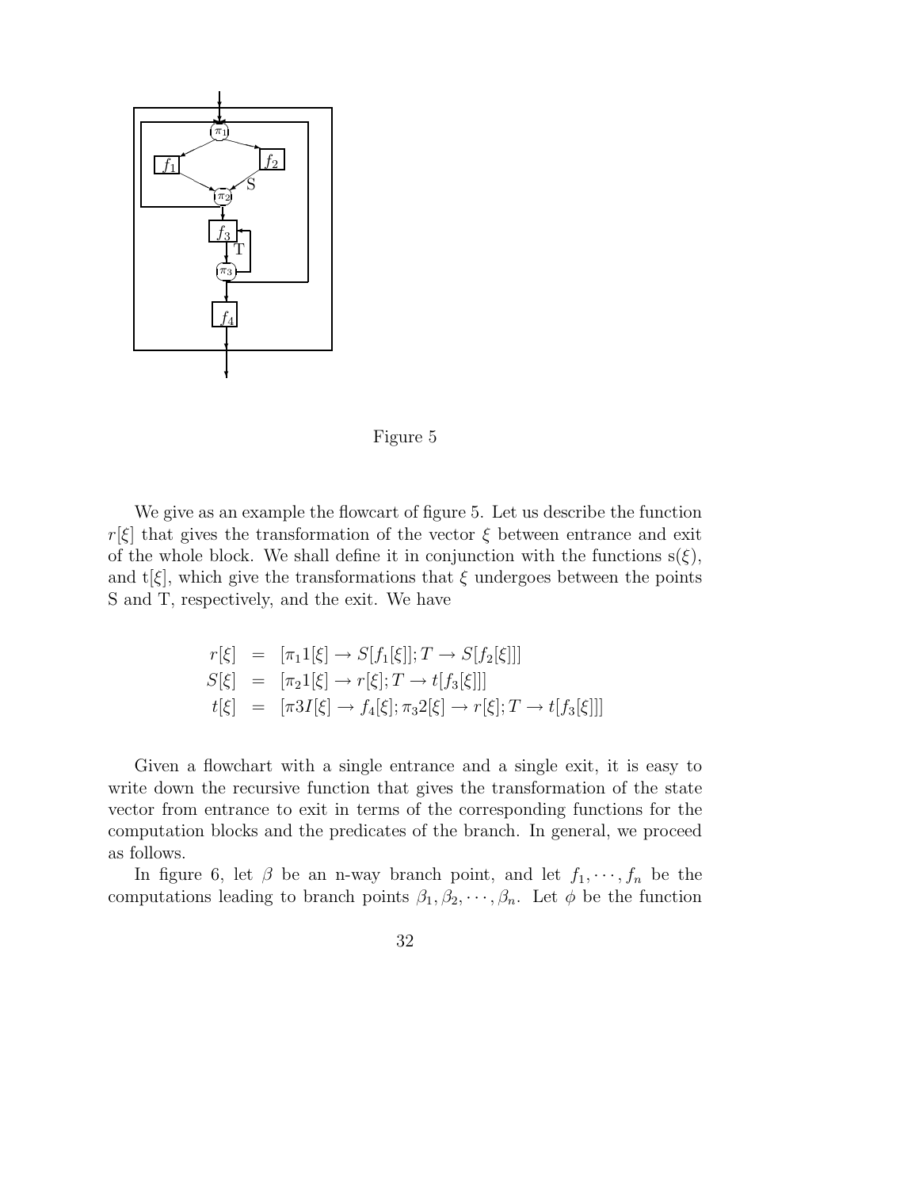Figure 5

We give as an example the flowcart of figure 5. Let us describe the function $r[\xi]$ that gives the transformation of the vector $\xi$ between entrance and exit of the whole block. We shall define it in conjunction with the functions s($\xi$), and t[$\xi$], which give the transformations that $\xi$ undergoes between the points S and T, respectively, and the exit. We have

$$
\begin{aligned}
r[\xi] &= [\pi_1 1[\xi] \rightarrow S[f_1[\xi]]; T \rightarrow S[f_2[\xi]]] \\
S[\xi] &= [\pi_2 1[\xi] \rightarrow r[\xi]; T \rightarrow t[f_3[\xi]]] \\
t[\xi] &= [\pi 3 I[\xi] \rightarrow f_4[\xi]; \pi_3 2[\xi] \rightarrow r[\xi]; T \rightarrow t[f_3[\xi]]]
\end{aligned}
$$

Given a flowchart with a single entrance and a single exit, it is easy to write down the recursive function that gives the transformation of the state vector from entrance to exit in terms of the corresponding functions for the computation blocks and the predicates of the branch. In general, we proceed as follows.

In figure 6, let $\beta$ be an n-way branch point, and let $f_1, \cdots, f_n$ be the computations leading to branch points $\beta_1, \beta_2, \cdots, \beta_n$. Let $\phi$ be the function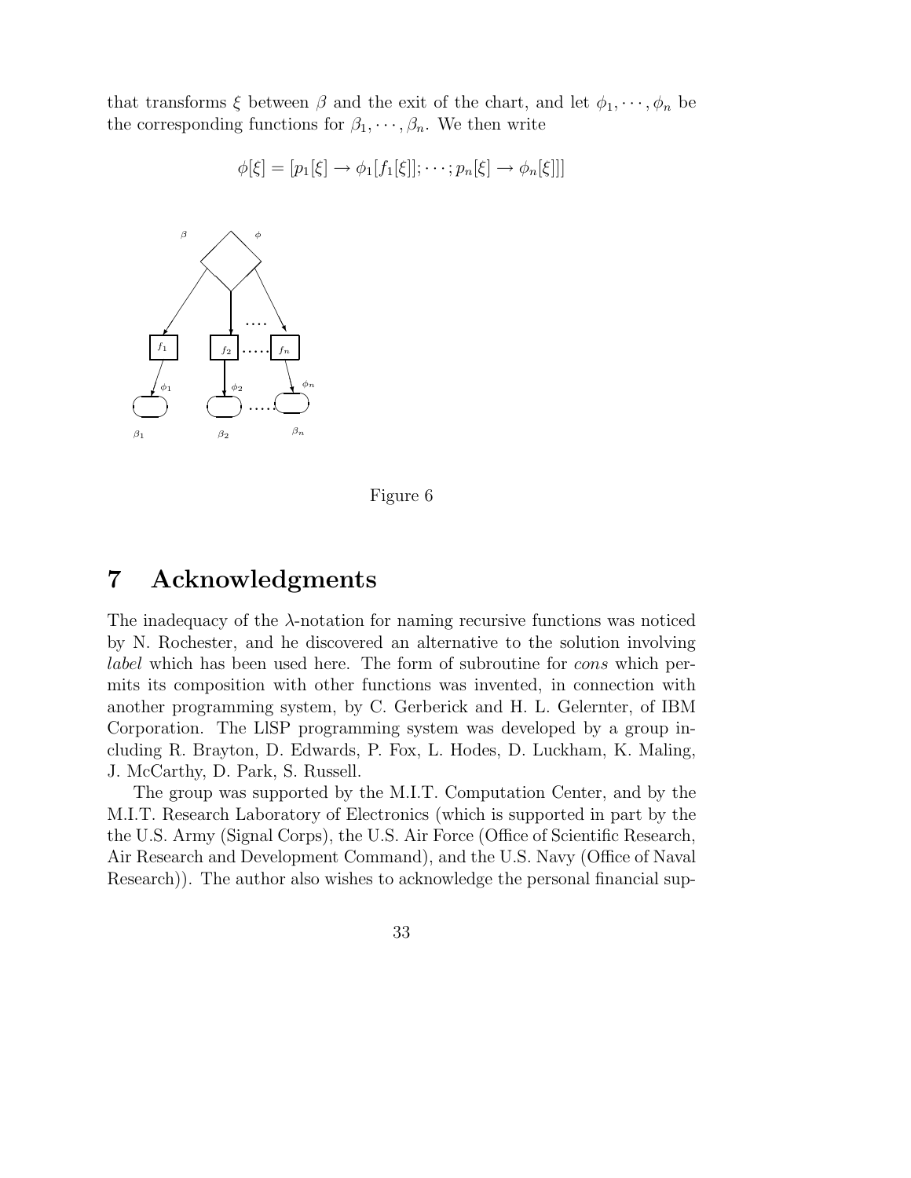that transforms $\xi$ between $\beta$ and the exit of the chart, and let $\phi_1, \cdots, \phi_n$ be the corresponding functions for $\beta_1, \cdots, \beta_n$. We then write

$$\phi[\xi] = [p_1[\xi] \rightarrow \phi_1[f_1[\xi]]; \cdots; p_n[\xi] \rightarrow \phi_n[\xi]]]$$

Figure 6

# 7 Acknowledgments

The inadequacy of the $\lambda$-notation for naming recursive functions was noticed by N. Rochester, and he discovered an alternative to the solution involving *label* which has been used here. The form of subroutine for *cons* which permits its composition with other functions was invented, in connection with another programming system, by C. Gerberick and H. L. Gelernter, of IBM Corporation. The LlSP programming system was developed by a group including R. Brayton, D. Edwards, P. Fox, L. Hodes, D. Luckham, K. Maling, J. McCarthy, D. Park, S. Russell.

The group was supported by the M.I.T. Computation Center, and by the M.I.T. Research Laboratory of Electronics (which is supported in part by the the U.S. Army (Signal Corps), the U.S. Air Force (Office of Scientific Research, Air Research and Development Command), and the U.S. Navy (Office of Naval Research)). The author also wishes to acknowledge the personal financial sup-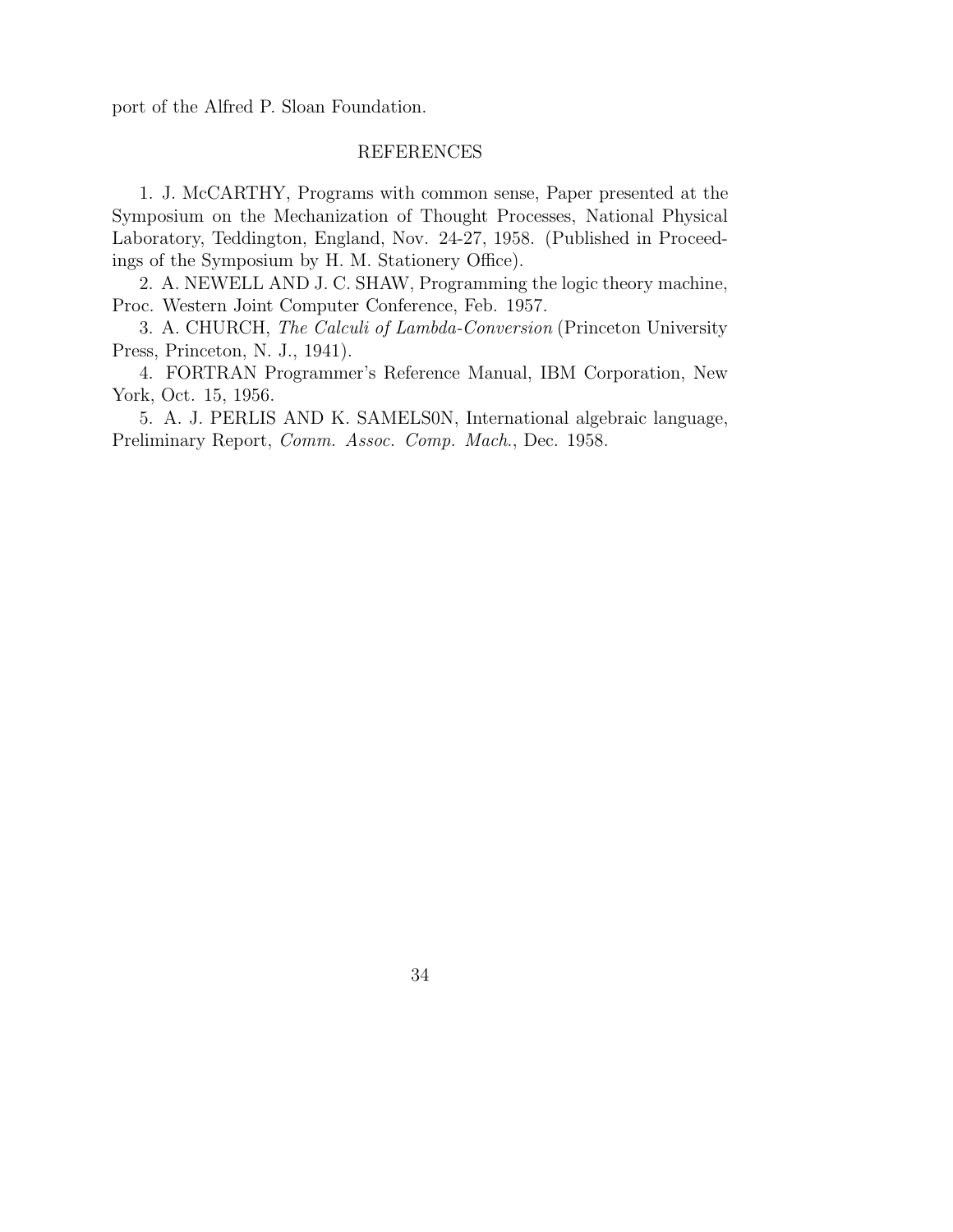port of the Alfred P. Sloan Foundation.

## REFERENCES

1. J. McCARTHY, Programs with common sense, Paper presented at the Symposium on the Mechanization of Thought Processes, National Physical Laboratory, Teddington, England, Nov. 24-27, 1958. (Published in Proceedings of the Symposium by H. M. Stationery Office).

2. A. NEWELL AND J. C. SHAW, Programming the logic theory machine, Proc. Western Joint Computer Conference, Feb. 1957.

3. A. CHURCH, *The Calculi of Lambda-Conversion* (Princeton University Press, Princeton, N. J., 1941).

4. FORTRAN Programmer's Reference Manual, IBM Corporation, New York, Oct. 15, 1956.

5. A. J. PERLIS AND K. SAMELS0N, International algebraic language, Preliminary Report, *Comm. Assoc. Comp. Mach.*, Dec. 1958.